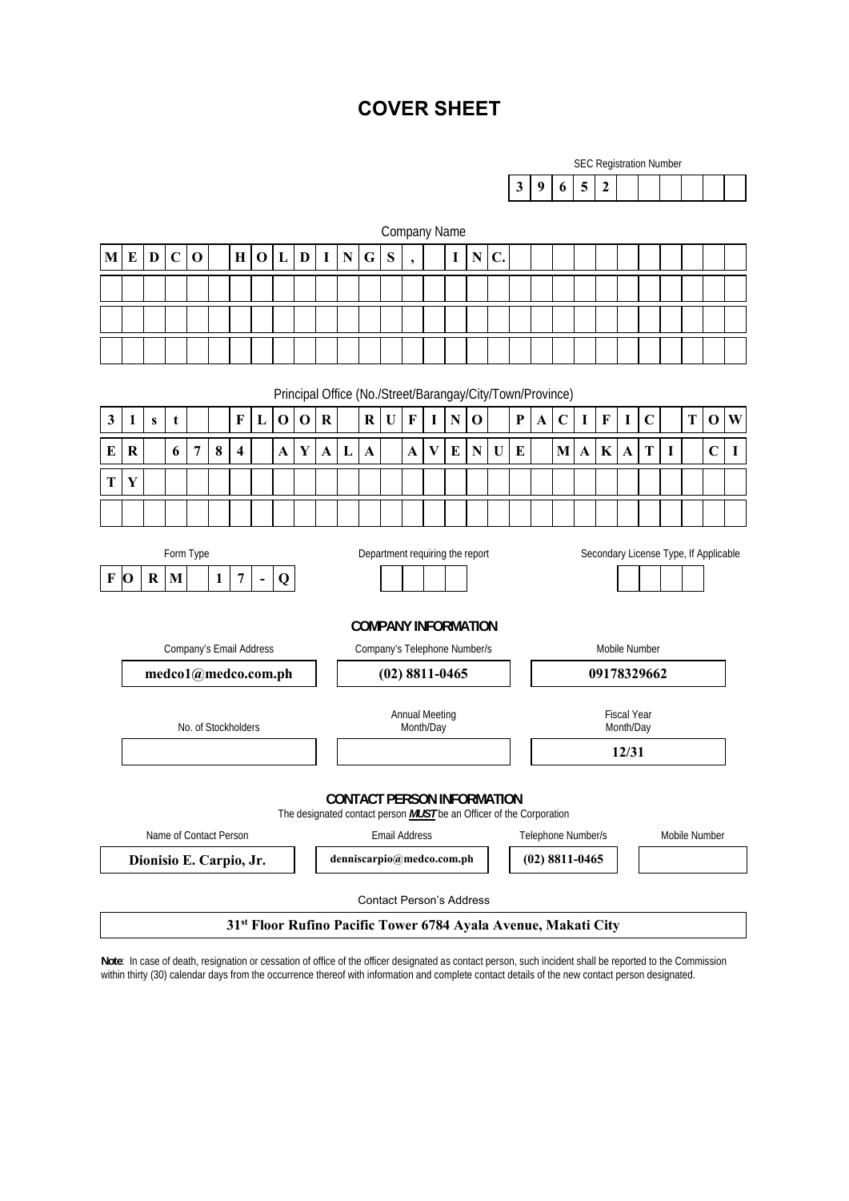# COVER SHEET

SEC Registration Number

**39652**

Company Name

**MEDCO HOLDINGS, INC.**

Principal Office (No./Street/Barangay/City/Town/Province)

**31st FLOOR RUFINO PACIFIC TOWER 6784 AYALA AVENUE MAKATI CITY**

| Form Type | Department requiring the report | Secondary License Type, If Applicable |
|---|---|---|
| **FORM 17-Q** | | |

## COMPANY INFORMATION

| Company's Email Address | Company's Telephone Number/s | Mobile Number |
|---|---|---|
| **medco1@medco.com.ph** | **(02) 8811-0465** | **09178329662** |

| No. of Stockholders | Annual Meeting Month/Day | Fiscal Year Month/Day |
|---|---|---|
| | | **12/31** |

## CONTACT PERSON INFORMATION

The designated contact person ***MUST*** be an Officer of the Corporation

| Name of Contact Person | Email Address | Telephone Number/s | Mobile Number |
|---|---|---|---|
| **Dionisio E. Carpio, Jr.** | **denniscarpio@medco.com.ph** | **(02) 8811-0465** | |

Contact Person's Address

**31st Floor Rufino Pacific Tower 6784 Ayala Avenue, Makati City**

**Note**: In case of death, resignation or cessation of office of the officer designated as contact person, such incident shall be reported to the Commission within thirty (30) calendar days from the occurrence thereof with information and complete contact details of the new contact person designated.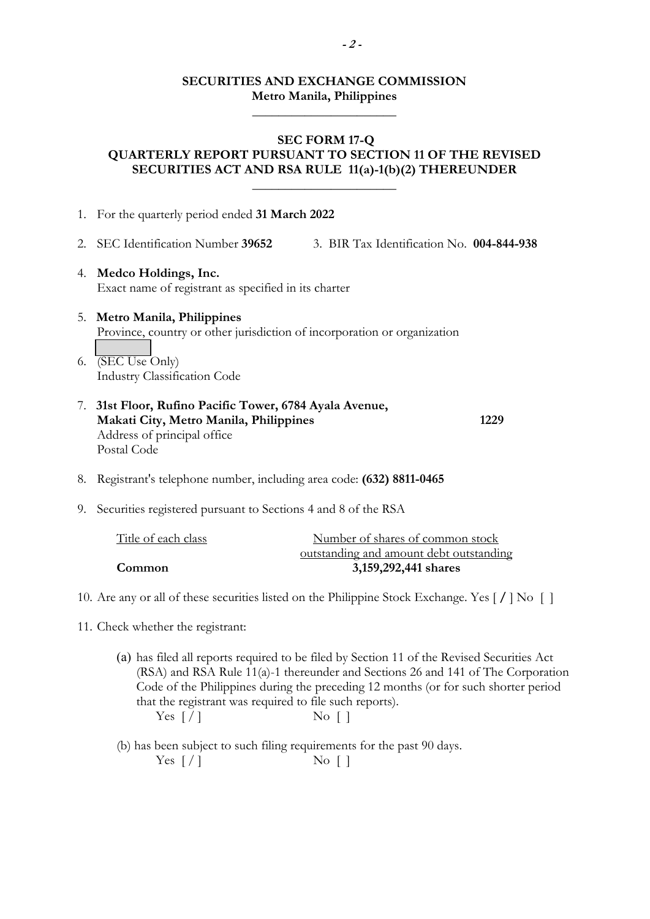**SECURITIES AND EXCHANGE COMMISSION**
**Metro Manila, Philippines**

---

**SEC FORM 17-Q**
**QUARTERLY REPORT PURSUANT TO SECTION 11 OF THE REVISED SECURITIES ACT AND RSA RULE 11(a)-1(b)(2) THEREUNDER**

---

1. For the quarterly period ended **31 March 2022**

2. SEC Identification Number **39652** 3. BIR Tax Identification No. **004-844-938**

4. **Medco Holdings, Inc.**
   Exact name of registrant as specified in its charter

5. **Metro Manila, Philippines**
   Province, country or other jurisdiction of incorporation or organization

6. (SEC Use Only)
   Industry Classification Code

7. **31st Floor, Rufino Pacific Tower, 6784 Ayala Avenue, Makati City, Metro Manila, Philippines** **1229**
   Address of principal office
   Postal Code

8. Registrant's telephone number, including area code: **(632) 8811-0465**

9. Securities registered pursuant to Sections 4 and 8 of the RSA

| Title of each class | Number of shares of common stock outstanding and amount debt outstanding |
|---|---|
| **Common** | **3,159,292,441 shares** |

10. Are any or all of these securities listed on the Philippine Stock Exchange. Yes [ / ] No [ ]

11. Check whether the registrant:

    (a) has filed all reports required to be filed by Section 11 of the Revised Securities Act (RSA) and RSA Rule 11(a)-1 thereunder and Sections 26 and 141 of The Corporation Code of the Philippines during the preceding 12 months (or for such shorter period that the registrant was required to file such reports).
    Yes [ / ] No [ ]

    (b) has been subject to such filing requirements for the past 90 days.
    Yes [ / ] No [ ]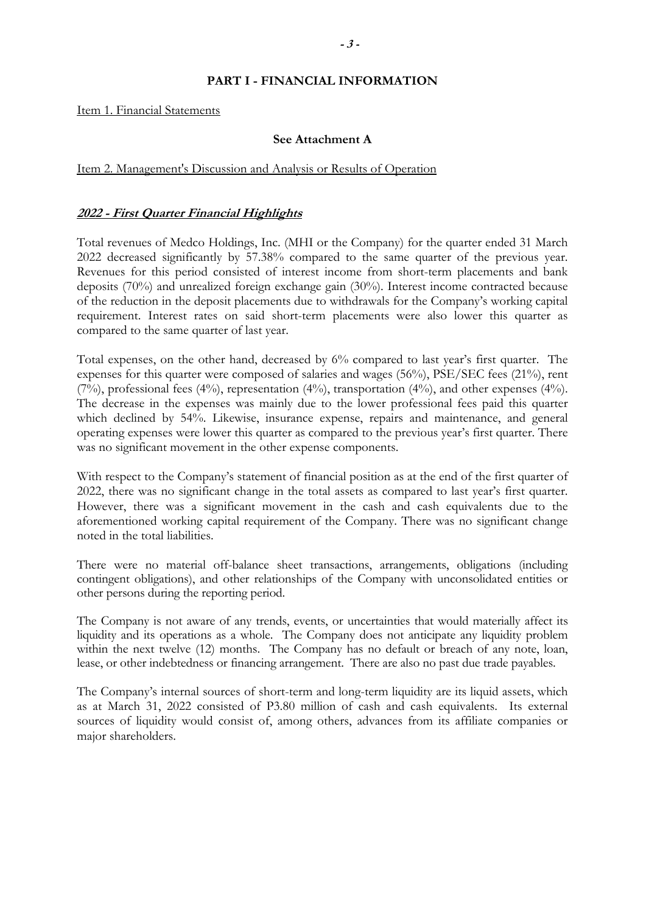## PART I - FINANCIAL INFORMATION

Item 1. Financial Statements

**See Attachment A**

Item 2. Management's Discussion and Analysis or Results of Operation

### ***2022 - First Quarter Financial Highlights***

Total revenues of Medco Holdings, Inc. (MHI or the Company) for the quarter ended 31 March 2022 decreased significantly by 57.38% compared to the same quarter of the previous year. Revenues for this period consisted of interest income from short-term placements and bank deposits (70%) and unrealized foreign exchange gain (30%). Interest income contracted because of the reduction in the deposit placements due to withdrawals for the Company's working capital requirement. Interest rates on said short-term placements were also lower this quarter as compared to the same quarter of last year.

Total expenses, on the other hand, decreased by 6% compared to last year's first quarter. The expenses for this quarter were composed of salaries and wages (56%), PSE/SEC fees (21%), rent (7%), professional fees (4%), representation (4%), transportation (4%), and other expenses (4%). The decrease in the expenses was mainly due to the lower professional fees paid this quarter which declined by 54%. Likewise, insurance expense, repairs and maintenance, and general operating expenses were lower this quarter as compared to the previous year's first quarter. There was no significant movement in the other expense components.

With respect to the Company's statement of financial position as at the end of the first quarter of 2022, there was no significant change in the total assets as compared to last year's first quarter. However, there was a significant movement in the cash and cash equivalents due to the aforementioned working capital requirement of the Company. There was no significant change noted in the total liabilities.

There were no material off-balance sheet transactions, arrangements, obligations (including contingent obligations), and other relationships of the Company with unconsolidated entities or other persons during the reporting period.

The Company is not aware of any trends, events, or uncertainties that would materially affect its liquidity and its operations as a whole. The Company does not anticipate any liquidity problem within the next twelve (12) months. The Company has no default or breach of any note, loan, lease, or other indebtedness or financing arrangement. There are also no past due trade payables.

The Company's internal sources of short-term and long-term liquidity are its liquid assets, which as at March 31, 2022 consisted of P3.80 million of cash and cash equivalents. Its external sources of liquidity would consist of, among others, advances from its affiliate companies or major shareholders.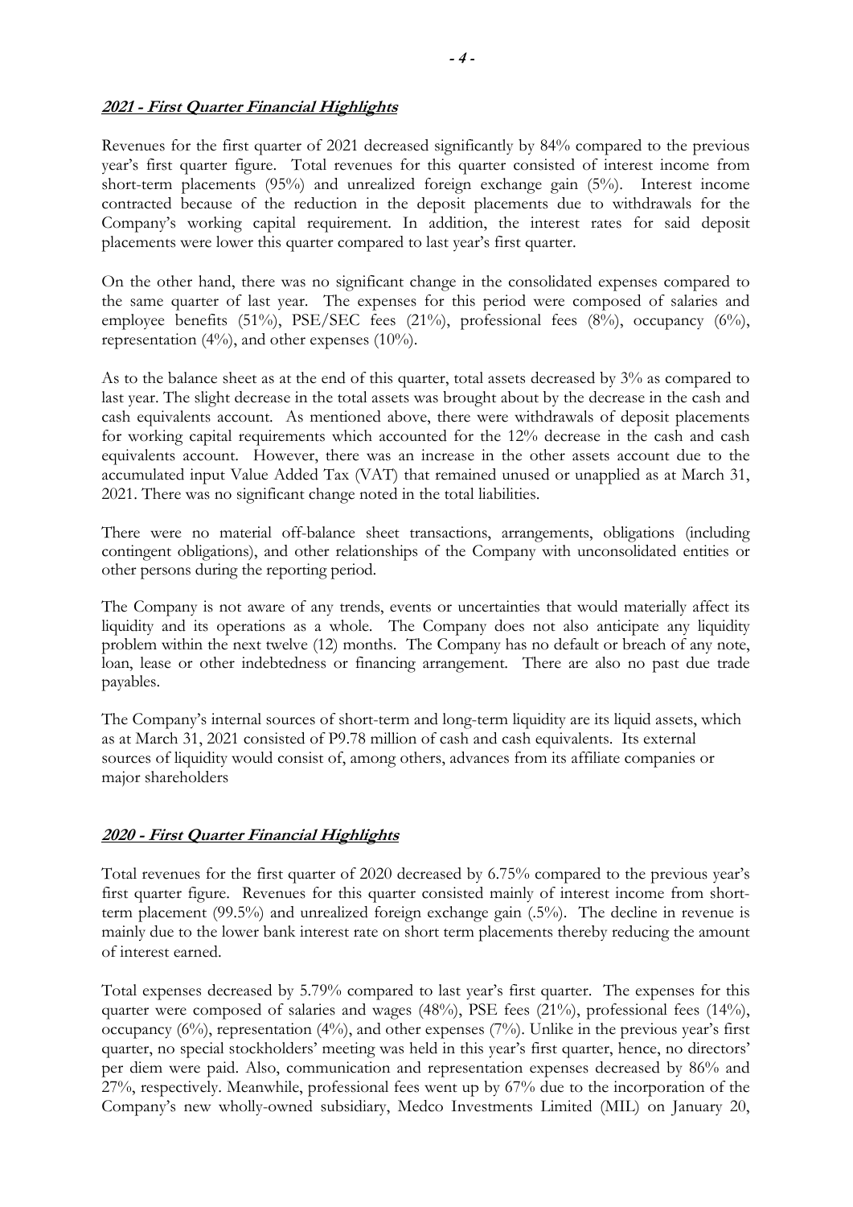**_2021 - First Quarter Financial Highlights_**

Revenues for the first quarter of 2021 decreased significantly by 84% compared to the previous year's first quarter figure. Total revenues for this quarter consisted of interest income from short-term placements (95%) and unrealized foreign exchange gain (5%). Interest income contracted because of the reduction in the deposit placements due to withdrawals for the Company's working capital requirement. In addition, the interest rates for said deposit placements were lower this quarter compared to last year's first quarter.

On the other hand, there was no significant change in the consolidated expenses compared to the same quarter of last year. The expenses for this period were composed of salaries and employee benefits (51%), PSE/SEC fees (21%), professional fees (8%), occupancy (6%), representation (4%), and other expenses (10%).

As to the balance sheet as at the end of this quarter, total assets decreased by 3% as compared to last year. The slight decrease in the total assets was brought about by the decrease in the cash and cash equivalents account. As mentioned above, there were withdrawals of deposit placements for working capital requirements which accounted for the 12% decrease in the cash and cash equivalents account. However, there was an increase in the other assets account due to the accumulated input Value Added Tax (VAT) that remained unused or unapplied as at March 31, 2021. There was no significant change noted in the total liabilities.

There were no material off-balance sheet transactions, arrangements, obligations (including contingent obligations), and other relationships of the Company with unconsolidated entities or other persons during the reporting period.

The Company is not aware of any trends, events or uncertainties that would materially affect its liquidity and its operations as a whole. The Company does not also anticipate any liquidity problem within the next twelve (12) months. The Company has no default or breach of any note, loan, lease or other indebtedness or financing arrangement. There are also no past due trade payables.

The Company's internal sources of short-term and long-term liquidity are its liquid assets, which as at March 31, 2021 consisted of P9.78 million of cash and cash equivalents. Its external sources of liquidity would consist of, among others, advances from its affiliate companies or major shareholders

**_2020 - First Quarter Financial Highlights_**

Total revenues for the first quarter of 2020 decreased by 6.75% compared to the previous year's first quarter figure. Revenues for this quarter consisted mainly of interest income from short-term placement (99.5%) and unrealized foreign exchange gain (.5%). The decline in revenue is mainly due to the lower bank interest rate on short term placements thereby reducing the amount of interest earned.

Total expenses decreased by 5.79% compared to last year's first quarter. The expenses for this quarter were composed of salaries and wages (48%), PSE fees (21%), professional fees (14%), occupancy (6%), representation (4%), and other expenses (7%). Unlike in the previous year's first quarter, no special stockholders' meeting was held in this year's first quarter, hence, no directors' per diem were paid. Also, communication and representation expenses decreased by 86% and 27%, respectively. Meanwhile, professional fees went up by 67% due to the incorporation of the Company's new wholly-owned subsidiary, Medco Investments Limited (MIL) on January 20,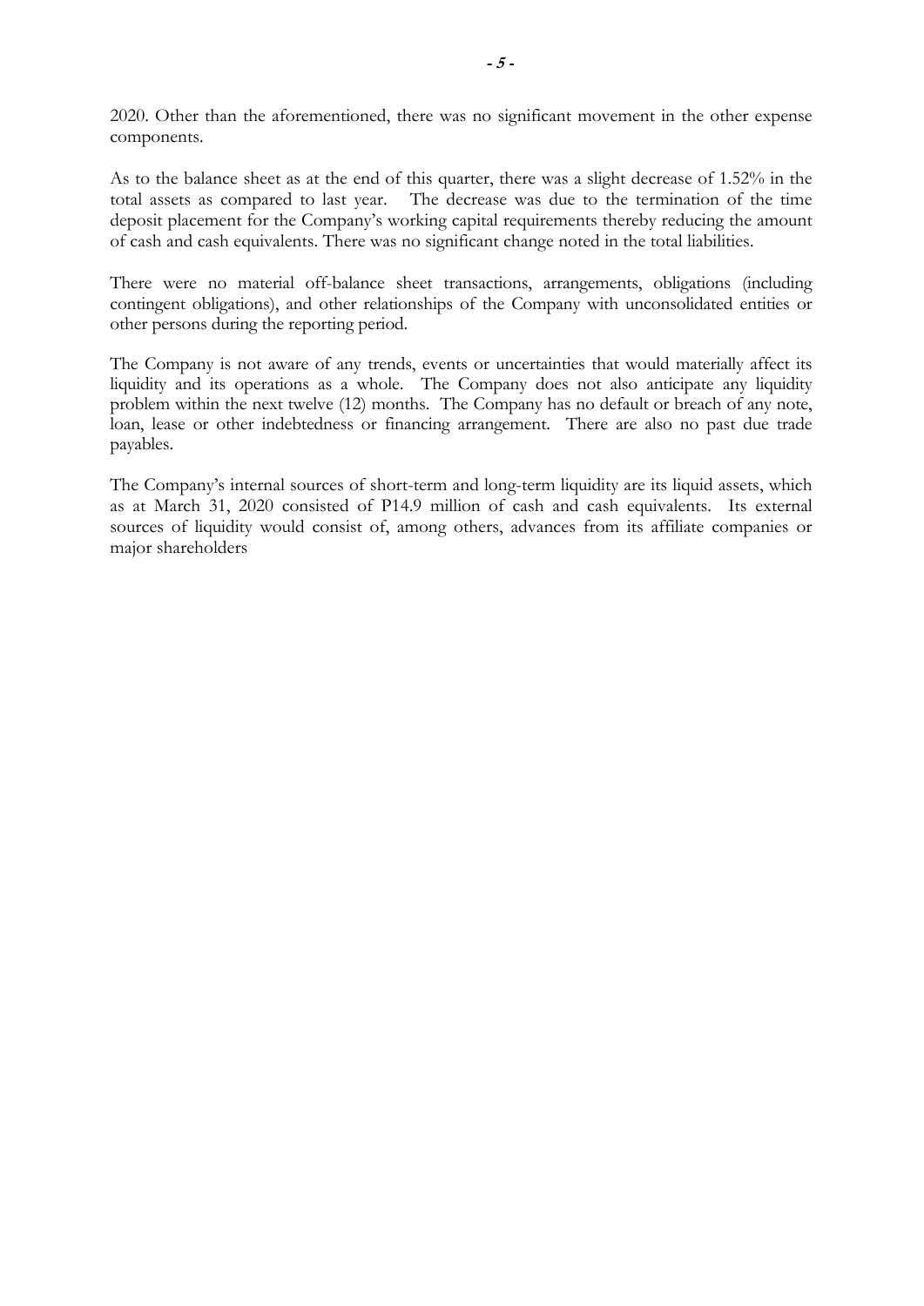2020. Other than the aforementioned, there was no significant movement in the other expense components.

As to the balance sheet as at the end of this quarter, there was a slight decrease of 1.52% in the total assets as compared to last year. The decrease was due to the termination of the time deposit placement for the Company's working capital requirements thereby reducing the amount of cash and cash equivalents. There was no significant change noted in the total liabilities.

There were no material off-balance sheet transactions, arrangements, obligations (including contingent obligations), and other relationships of the Company with unconsolidated entities or other persons during the reporting period.

The Company is not aware of any trends, events or uncertainties that would materially affect its liquidity and its operations as a whole. The Company does not also anticipate any liquidity problem within the next twelve (12) months. The Company has no default or breach of any note, loan, lease or other indebtedness or financing arrangement. There are also no past due trade payables.

The Company's internal sources of short-term and long-term liquidity are its liquid assets, which as at March 31, 2020 consisted of P14.9 million of cash and cash equivalents. Its external sources of liquidity would consist of, among others, advances from its affiliate companies or major shareholders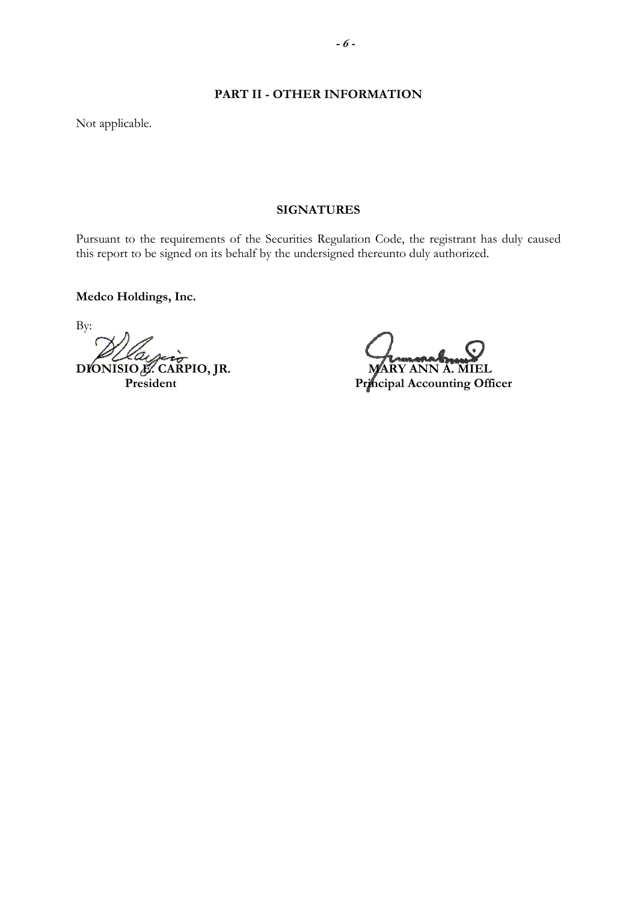## PART II - OTHER INFORMATION

Not applicable.

## SIGNATURES

Pursuant to the requirements of the Securities Regulation Code, the registrant has duly caused this report to be signed on its behalf by the undersigned thereunto duly authorized.

**Medco Holdings, Inc.**

By:

| | |
|---|---|
| **DIONISIO E. CARPIO, JR.** | **MARY ANN A. MIEL** |
| **President** | **Principal Accounting Officer** |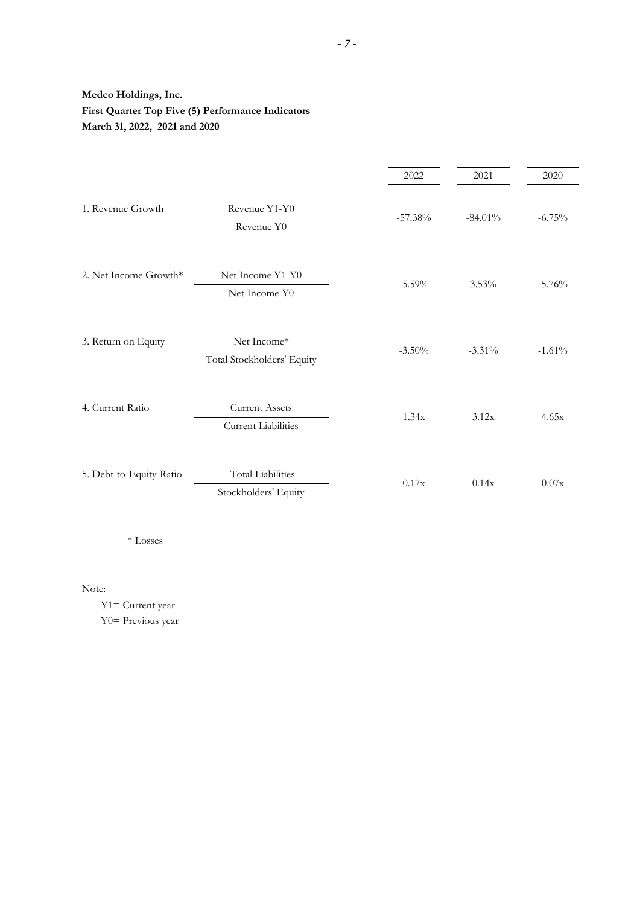**Medco Holdings, Inc.**
**First Quarter Top Five (5) Performance Indicators**
**March 31, 2022, 2021 and 2020**

| | | 2022 | 2021 | 2020 |
|---|---|---|---|---|
| 1. Revenue Growth | Revenue Y1-Y0 / Revenue Y0 | -57.38% | -84.01% | -6.75% |
| 2. Net Income Growth* | Net Income Y1-Y0 / Net Income Y0 | -5.59% | 3.53% | -5.76% |
| 3. Return on Equity | Net Income* / Total Stockholders' Equity | -3.50% | -3.31% | -1.61% |
| 4. Current Ratio | Current Assets / Current Liabilities | 1.34x | 3.12x | 4.65x |
| 5. Debt-to-Equity-Ratio | Total Liabilities / Stockholders' Equity | 0.17x | 0.14x | 0.07x |

\* Losses

Note:

Y1= Current year
Y0= Previous year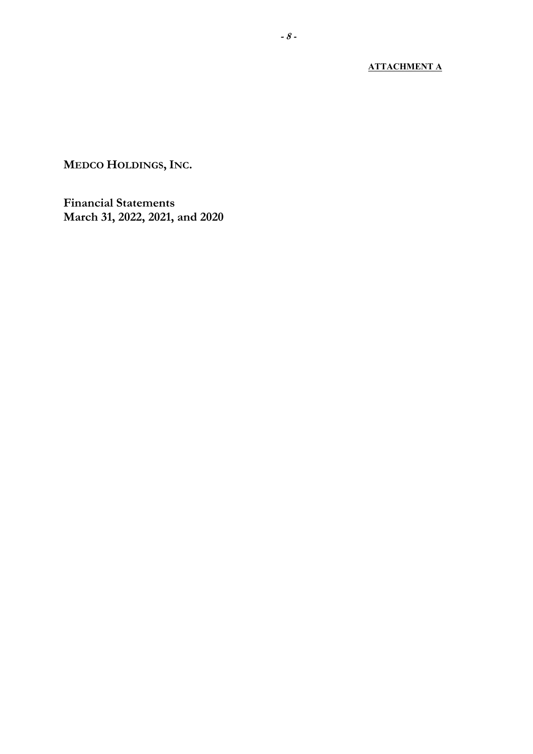**ATTACHMENT A**

# MEDCO HOLDINGS, INC.

## Financial Statements
## March 31, 2022, 2021, and 2020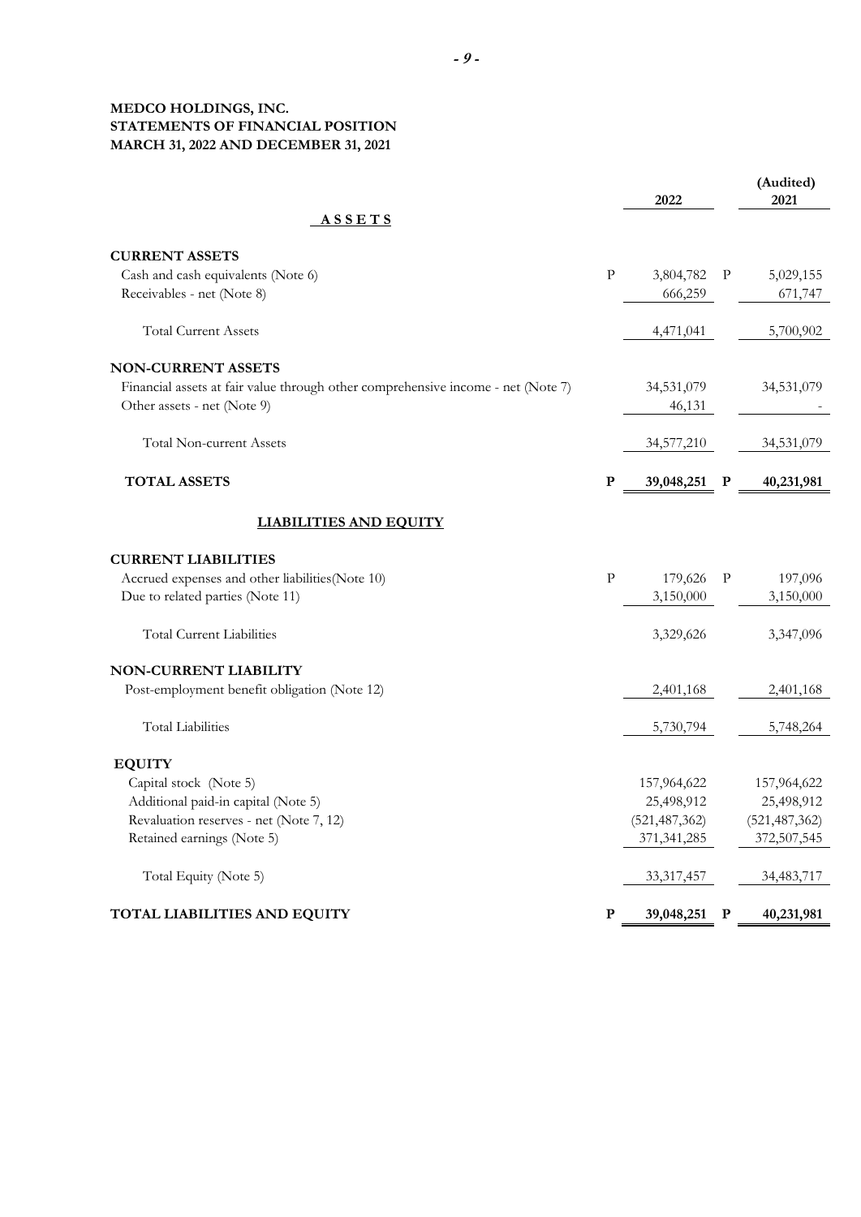**MEDCO HOLDINGS, INC.**
**STATEMENTS OF FINANCIAL POSITION**
**MARCH 31, 2022 AND DECEMBER 31, 2021**

| | | 2022 | | (Audited) 2021 |
|---|---|---|---|---|
| **A S S E T S** | | | | |
| **CURRENT ASSETS** | | | | |
| Cash and cash equivalents (Note 6) | P | 3,804,782 | P | 5,029,155 |
| Receivables - net (Note 8) | | 666,259 | | 671,747 |
| Total Current Assets | | 4,471,041 | | 5,700,902 |
| **NON-CURRENT ASSETS** | | | | |
| Financial assets at fair value through other comprehensive income - net (Note 7) | | 34,531,079 | | 34,531,079 |
| Other assets - net (Note 9) | | 46,131 | | - |
| Total Non-current Assets | | 34,577,210 | | 34,531,079 |
| **TOTAL ASSETS** | **P** | **39,048,251** | **P** | **40,231,981** |
| **LIABILITIES AND EQUITY** | | | | |
| **CURRENT LIABILITIES** | | | | |
| Accrued expenses and other liabilities(Note 10) | P | 179,626 | P | 197,096 |
| Due to related parties (Note 11) | | 3,150,000 | | 3,150,000 |
| Total Current Liabilities | | 3,329,626 | | 3,347,096 |
| **NON-CURRENT LIABILITY** | | | | |
| Post-employment benefit obligation (Note 12) | | 2,401,168 | | 2,401,168 |
| Total Liabilities | | 5,730,794 | | 5,748,264 |
| **EQUITY** | | | | |
| Capital stock (Note 5) | | 157,964,622 | | 157,964,622 |
| Additional paid-in capital (Note 5) | | 25,498,912 | | 25,498,912 |
| Revaluation reserves - net (Note 7, 12) | | (521,487,362) | | (521,487,362) |
| Retained earnings (Note 5) | | 371,341,285 | | 372,507,545 |
| Total Equity (Note 5) | | 33,317,457 | | 34,483,717 |
| **TOTAL LIABILITIES AND EQUITY** | **P** | **39,048,251** | **P** | **40,231,981** |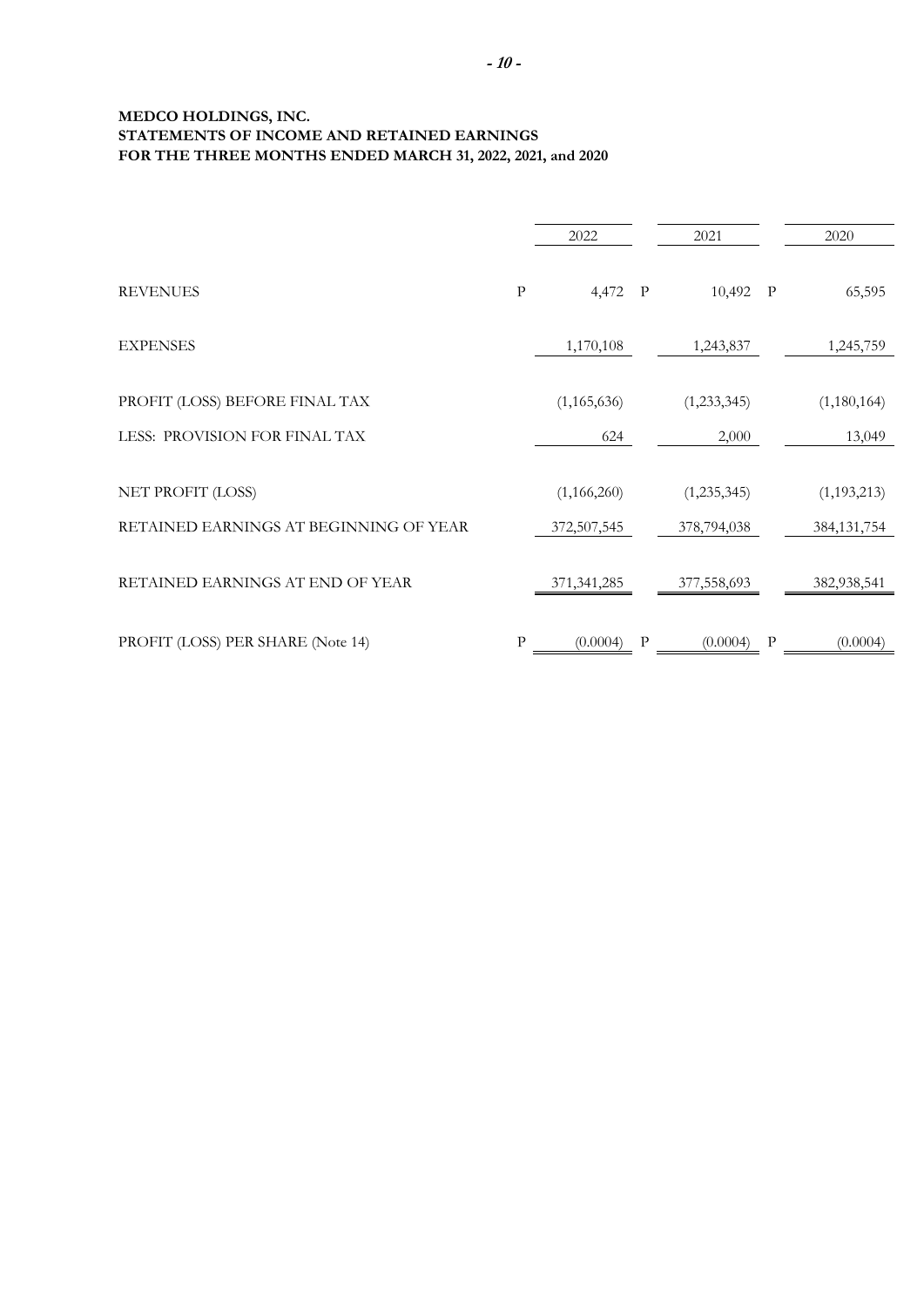**MEDCO HOLDINGS, INC.**
**STATEMENTS OF INCOME AND RETAINED EARNINGS**
**FOR THE THREE MONTHS ENDED MARCH 31, 2022, 2021, and 2020**

| | 2022 | 2021 | 2020 |
|---|---|---|---|
| REVENUES | P 4,472 | P 10,492 | P 65,595 |
| EXPENSES | 1,170,108 | 1,243,837 | 1,245,759 |
| PROFIT (LOSS) BEFORE FINAL TAX | (1,165,636) | (1,233,345) | (1,180,164) |
| LESS: PROVISION FOR FINAL TAX | 624 | 2,000 | 13,049 |
| NET PROFIT (LOSS) | (1,166,260) | (1,235,345) | (1,193,213) |
| RETAINED EARNINGS AT BEGINNING OF YEAR | 372,507,545 | 378,794,038 | 384,131,754 |
| RETAINED EARNINGS AT END OF YEAR | 371,341,285 | 377,558,693 | 382,938,541 |
| PROFIT (LOSS) PER SHARE (Note 14) | P (0.0004) | P (0.0004) | P (0.0004) |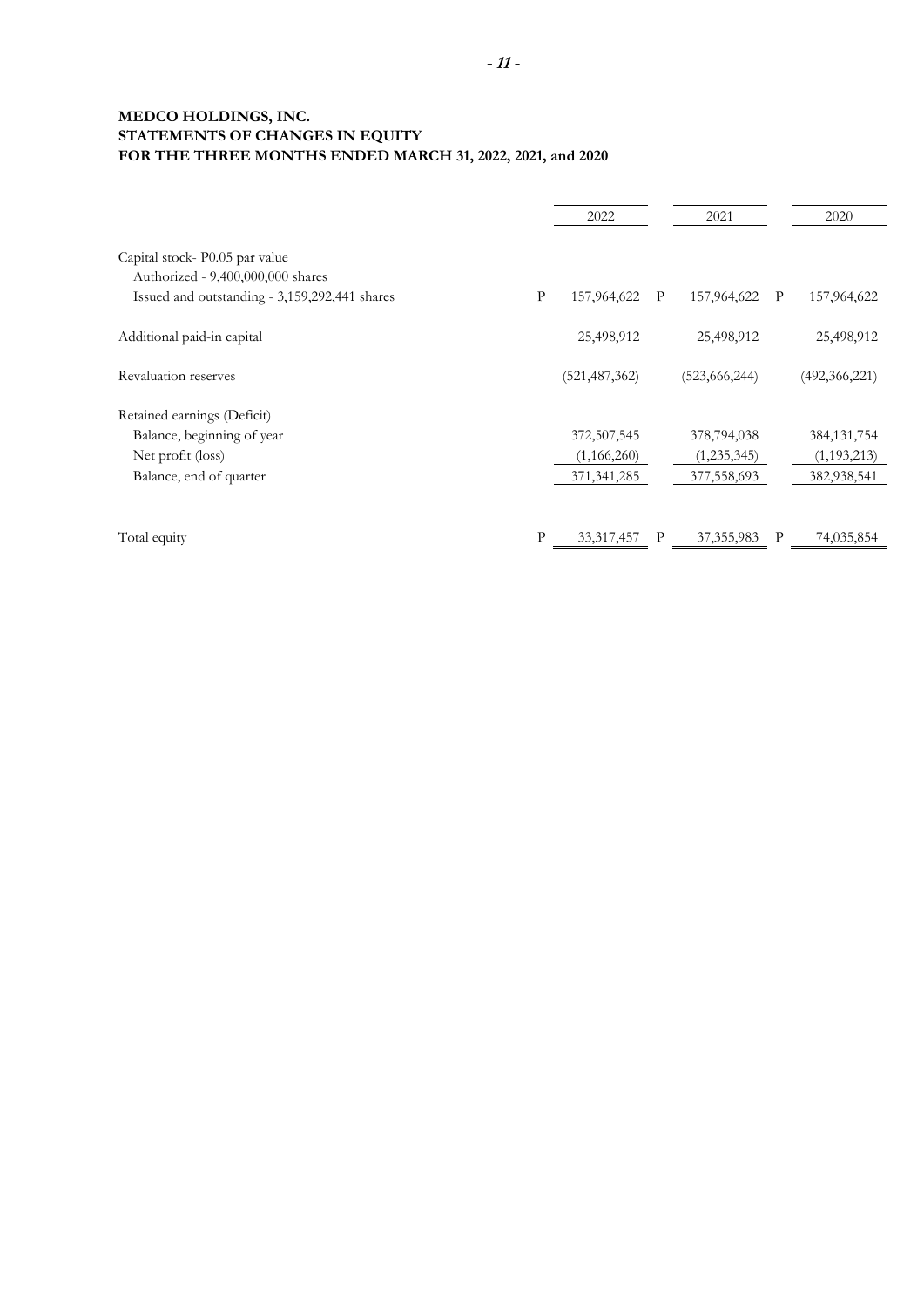**MEDCO HOLDINGS, INC.**
**STATEMENTS OF CHANGES IN EQUITY**
**FOR THE THREE MONTHS ENDED MARCH 31, 2022, 2021, and 2020**

| | | 2022 | | 2021 | | 2020 |
|---|---|---|---|---|---|---|
| Capital stock- P0.05 par value | | | | | | |
| Authorized - 9,400,000,000 shares | | | | | | |
| Issued and outstanding - 3,159,292,441 shares | P | 157,964,622 | P | 157,964,622 | P | 157,964,622 |
| Additional paid-in capital | | 25,498,912 | | 25,498,912 | | 25,498,912 |
| Revaluation reserves | | (521,487,362) | | (523,666,244) | | (492,366,221) |
| Retained earnings (Deficit) | | | | | | |
| Balance, beginning of year | | 372,507,545 | | 378,794,038 | | 384,131,754 |
| Net profit (loss) | | (1,166,260) | | (1,235,345) | | (1,193,213) |
| Balance, end of quarter | | 371,341,285 | | 377,558,693 | | 382,938,541 |
| Total equity | P | 33,317,457 | P | 37,355,983 | P | 74,035,854 |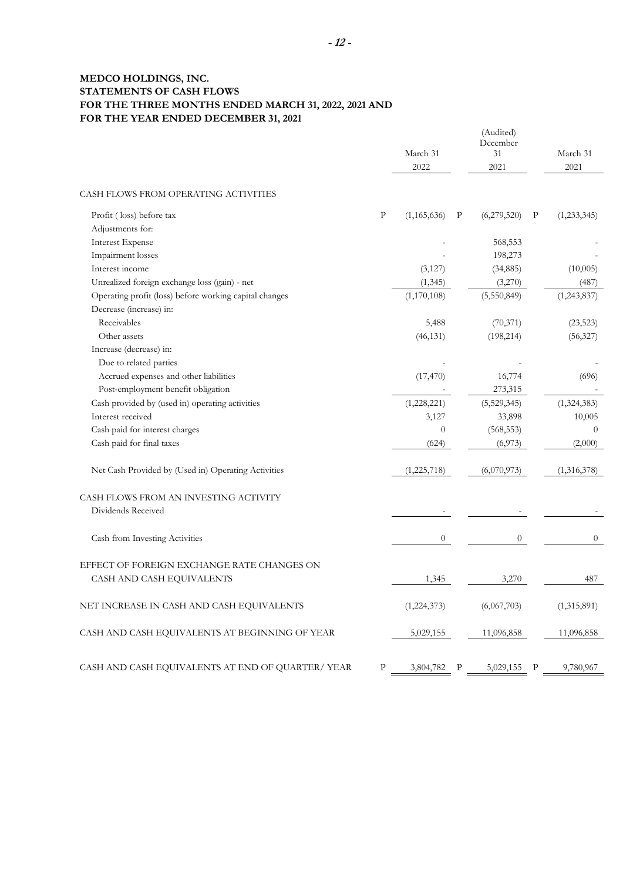**MEDCO HOLDINGS, INC.**
**STATEMENTS OF CASH FLOWS**
**FOR THE THREE MONTHS ENDED MARCH 31, 2022, 2021 AND**
**FOR THE YEAR ENDED DECEMBER 31, 2021**

| | March 31 2022 | (Audited) December 31 2021 | March 31 2021 |
|---|---|---|---|
| CASH FLOWS FROM OPERATING ACTIVITIES | | | |
| Profit ( loss) before tax | P (1,165,636) | P (6,279,520) | P (1,233,345) |
| Adjustments for: | | | |
| Interest Expense | - | 568,553 | - |
| Impairment losses | - | 198,273 | - |
| Interest income | (3,127) | (34,885) | (10,005) |
| Unrealized foreign exchange loss (gain) - net | (1,345) | (3,270) | (487) |
| Operating profit (loss) before working capital changes | (1,170,108) | (5,550,849) | (1,243,837) |
| Decrease (increase) in: | | | |
| Receivables | 5,488 | (70,371) | (23,523) |
| Other assets | (46,131) | (198,214) | (56,327) |
| Increase (decrease) in: | | | |
| Due to related parties | - | - | - |
| Accrued expenses and other liabilities | (17,470) | 16,774 | (696) |
| Post-employment benefit obligation | - | 273,315 | - |
| Cash provided by (used in) operating activities | (1,228,221) | (5,529,345) | (1,324,383) |
| Interest received | 3,127 | 33,898 | 10,005 |
| Cash paid for interest charges | 0 | (568,553) | 0 |
| Cash paid for final taxes | (624) | (6,973) | (2,000) |
| Net Cash Provided by (Used in) Operating Activities | (1,225,718) | (6,070,973) | (1,316,378) |
| CASH FLOWS FROM AN INVESTING ACTIVITY | | | |
| Dividends Received | - | - | - |
| Cash from Investing Activities | 0 | 0 | 0 |
| EFFECT OF FOREIGN EXCHANGE RATE CHANGES ON CASH AND CASH EQUIVALENTS | 1,345 | 3,270 | 487 |
| NET INCREASE IN CASH AND CASH EQUIVALENTS | (1,224,373) | (6,067,703) | (1,315,891) |
| CASH AND CASH EQUIVALENTS AT BEGINNING OF YEAR | 5,029,155 | 11,096,858 | 11,096,858 |
| CASH AND CASH EQUIVALENTS AT END OF QUARTER/ YEAR | P 3,804,782 | P 5,029,155 | P 9,780,967 |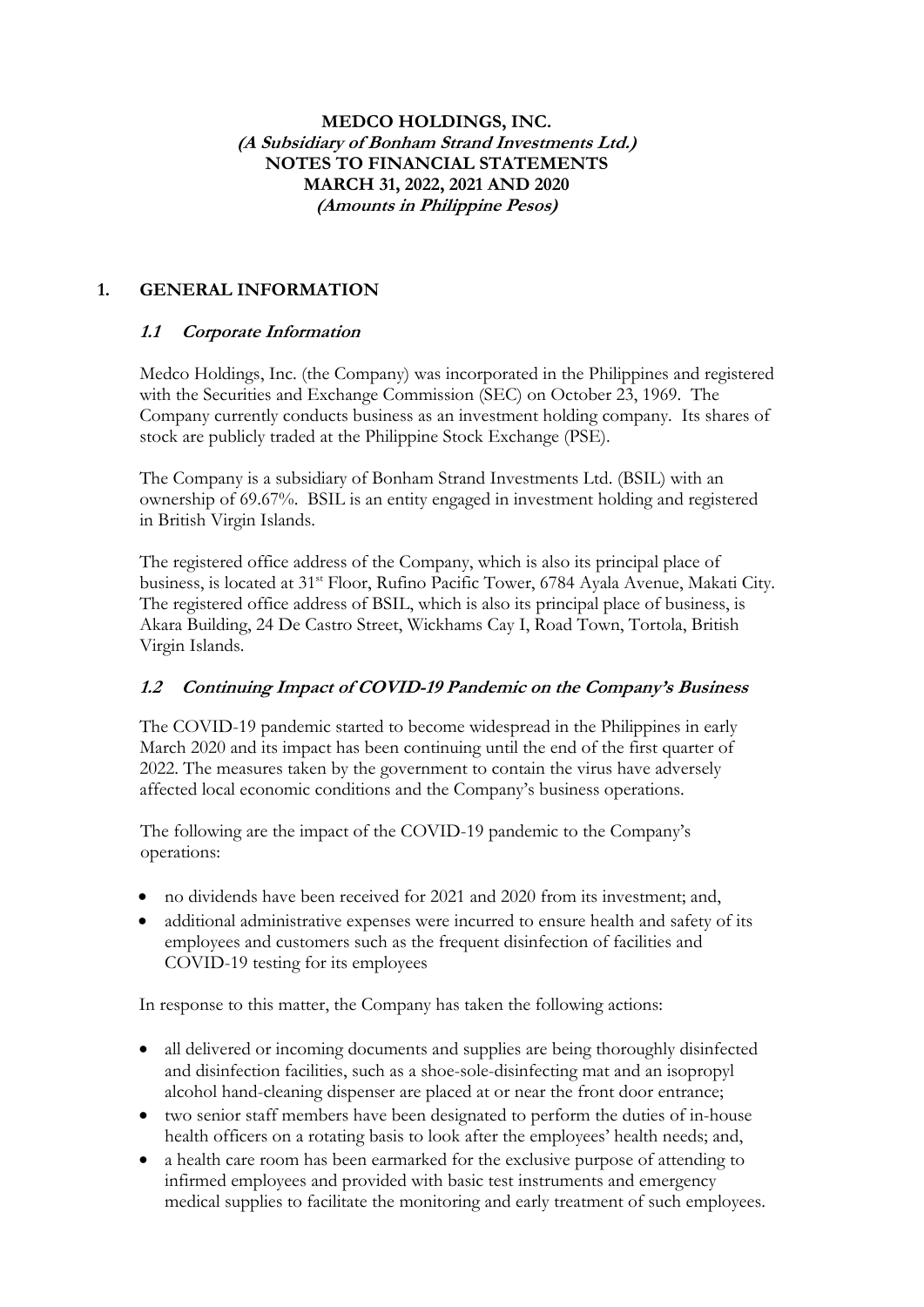**MEDCO HOLDINGS, INC.**
***(A Subsidiary of Bonham Strand Investments Ltd.)***
**NOTES TO FINANCIAL STATEMENTS**
**MARCH 31, 2022, 2021 AND 2020**
***(Amounts in Philippine Pesos)***

## 1. GENERAL INFORMATION

### *1.1 Corporate Information*

Medco Holdings, Inc. (the Company) was incorporated in the Philippines and registered with the Securities and Exchange Commission (SEC) on October 23, 1969. The Company currently conducts business as an investment holding company. Its shares of stock are publicly traded at the Philippine Stock Exchange (PSE).

The Company is a subsidiary of Bonham Strand Investments Ltd. (BSIL) with an ownership of 69.67%. BSIL is an entity engaged in investment holding and registered in British Virgin Islands.

The registered office address of the Company, which is also its principal place of business, is located at 31st Floor, Rufino Pacific Tower, 6784 Ayala Avenue, Makati City. The registered office address of BSIL, which is also its principal place of business, is Akara Building, 24 De Castro Street, Wickhams Cay I, Road Town, Tortola, British Virgin Islands.

### *1.2 Continuing Impact of COVID-19 Pandemic on the Company's Business*

The COVID-19 pandemic started to become widespread in the Philippines in early March 2020 and its impact has been continuing until the end of the first quarter of 2022. The measures taken by the government to contain the virus have adversely affected local economic conditions and the Company's business operations.

The following are the impact of the COVID-19 pandemic to the Company's operations:

- no dividends have been received for 2021 and 2020 from its investment; and,
- additional administrative expenses were incurred to ensure health and safety of its employees and customers such as the frequent disinfection of facilities and COVID-19 testing for its employees

In response to this matter, the Company has taken the following actions:

- all delivered or incoming documents and supplies are being thoroughly disinfected and disinfection facilities, such as a shoe-sole-disinfecting mat and an isopropyl alcohol hand-cleaning dispenser are placed at or near the front door entrance;
- two senior staff members have been designated to perform the duties of in-house health officers on a rotating basis to look after the employees' health needs; and,
- a health care room has been earmarked for the exclusive purpose of attending to infirmed employees and provided with basic test instruments and emergency medical supplies to facilitate the monitoring and early treatment of such employees.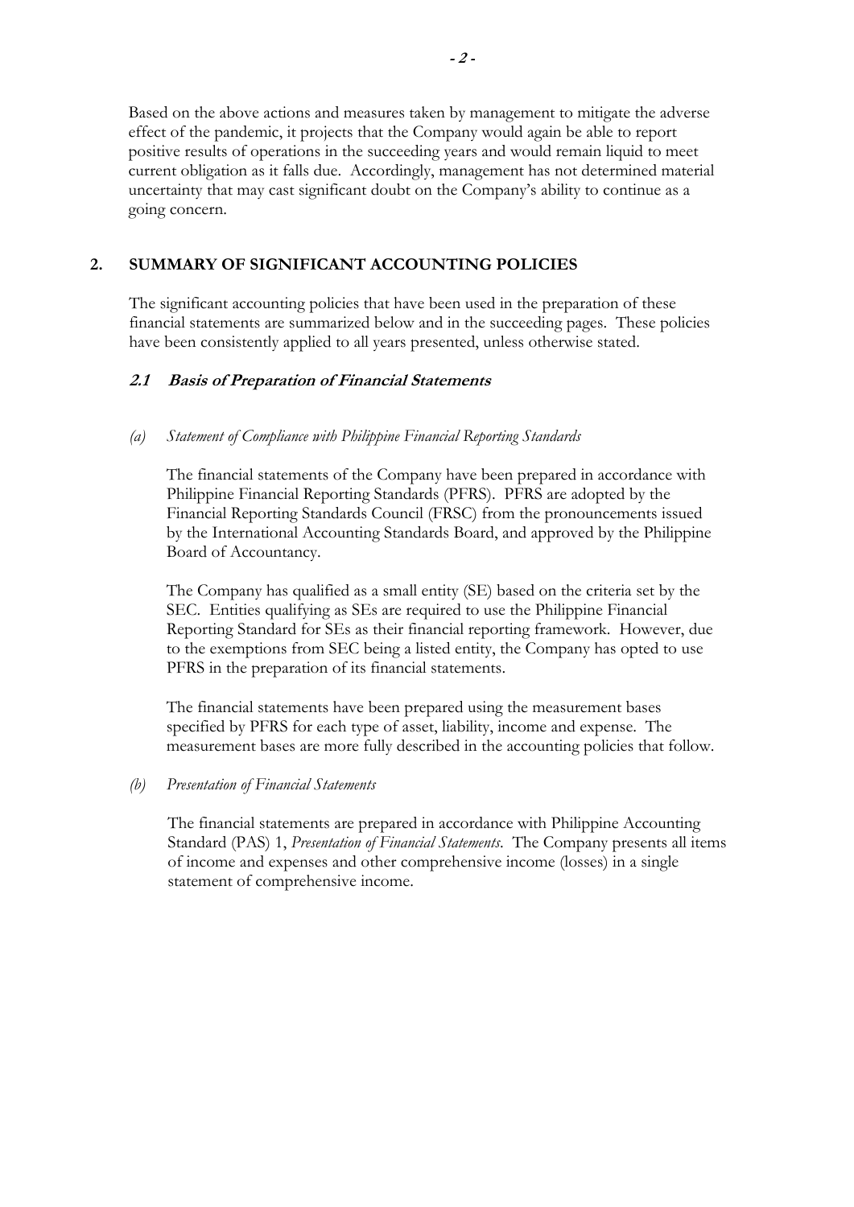Based on the above actions and measures taken by management to mitigate the adverse effect of the pandemic, it projects that the Company would again be able to report positive results of operations in the succeeding years and would remain liquid to meet current obligation as it falls due. Accordingly, management has not determined material uncertainty that may cast significant doubt on the Company's ability to continue as a going concern.

## 2. SUMMARY OF SIGNIFICANT ACCOUNTING POLICIES

The significant accounting policies that have been used in the preparation of these financial statements are summarized below and in the succeeding pages. These policies have been consistently applied to all years presented, unless otherwise stated.

### *2.1 Basis of Preparation of Financial Statements*

*(a) Statement of Compliance with Philippine Financial Reporting Standards*

The financial statements of the Company have been prepared in accordance with Philippine Financial Reporting Standards (PFRS). PFRS are adopted by the Financial Reporting Standards Council (FRSC) from the pronouncements issued by the International Accounting Standards Board, and approved by the Philippine Board of Accountancy.

The Company has qualified as a small entity (SE) based on the criteria set by the SEC. Entities qualifying as SEs are required to use the Philippine Financial Reporting Standard for SEs as their financial reporting framework. However, due to the exemptions from SEC being a listed entity, the Company has opted to use PFRS in the preparation of its financial statements.

The financial statements have been prepared using the measurement bases specified by PFRS for each type of asset, liability, income and expense. The measurement bases are more fully described in the accounting policies that follow.

*(b) Presentation of Financial Statements*

The financial statements are prepared in accordance with Philippine Accounting Standard (PAS) 1, *Presentation of Financial Statements*. The Company presents all items of income and expenses and other comprehensive income (losses) in a single statement of comprehensive income.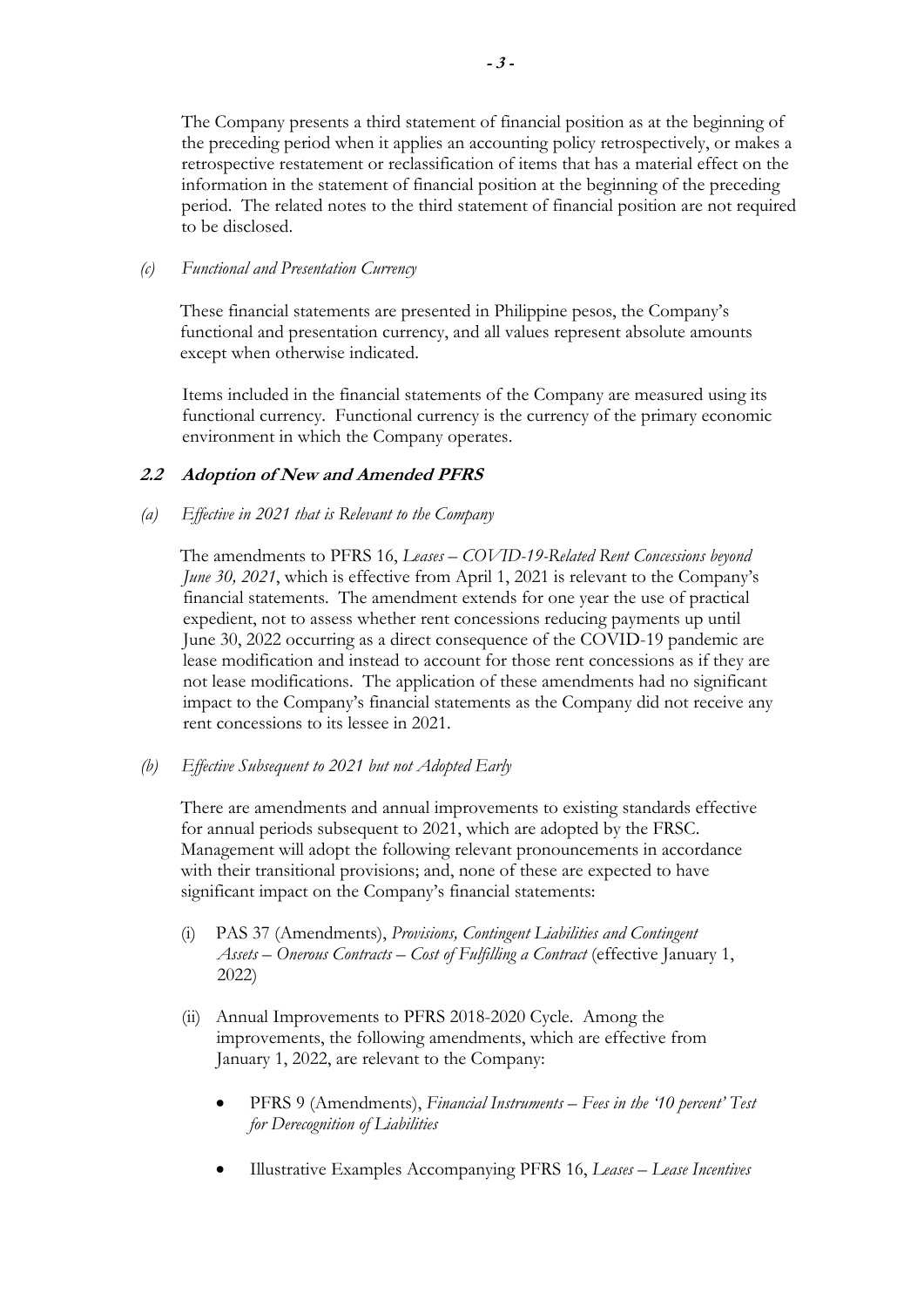The Company presents a third statement of financial position as at the beginning of the preceding period when it applies an accounting policy retrospectively, or makes a retrospective restatement or reclassification of items that has a material effect on the information in the statement of financial position at the beginning of the preceding period. The related notes to the third statement of financial position are not required to be disclosed.

*(c) Functional and Presentation Currency*

These financial statements are presented in Philippine pesos, the Company's functional and presentation currency, and all values represent absolute amounts except when otherwise indicated.

Items included in the financial statements of the Company are measured using its functional currency. Functional currency is the currency of the primary economic environment in which the Company operates.

### 2.2 Adoption of New and Amended PFRS

*(a) Effective in 2021 that is Relevant to the Company*

The amendments to PFRS 16, *Leases – COVID-19-Related Rent Concessions beyond June 30, 2021*, which is effective from April 1, 2021 is relevant to the Company's financial statements. The amendment extends for one year the use of practical expedient, not to assess whether rent concessions reducing payments up until June 30, 2022 occurring as a direct consequence of the COVID-19 pandemic are lease modification and instead to account for those rent concessions as if they are not lease modifications. The application of these amendments had no significant impact to the Company's financial statements as the Company did not receive any rent concessions to its lessee in 2021.

*(b) Effective Subsequent to 2021 but not Adopted Early*

There are amendments and annual improvements to existing standards effective for annual periods subsequent to 2021, which are adopted by the FRSC. Management will adopt the following relevant pronouncements in accordance with their transitional provisions; and, none of these are expected to have significant impact on the Company's financial statements:

(i) PAS 37 (Amendments), *Provisions, Contingent Liabilities and Contingent Assets – Onerous Contracts – Cost of Fulfilling a Contract* (effective January 1, 2022)

(ii) Annual Improvements to PFRS 2018-2020 Cycle. Among the improvements, the following amendments, which are effective from January 1, 2022, are relevant to the Company:

- PFRS 9 (Amendments), *Financial Instruments – Fees in the '10 percent' Test for Derecognition of Liabilities*

- Illustrative Examples Accompanying PFRS 16, *Leases – Lease Incentives*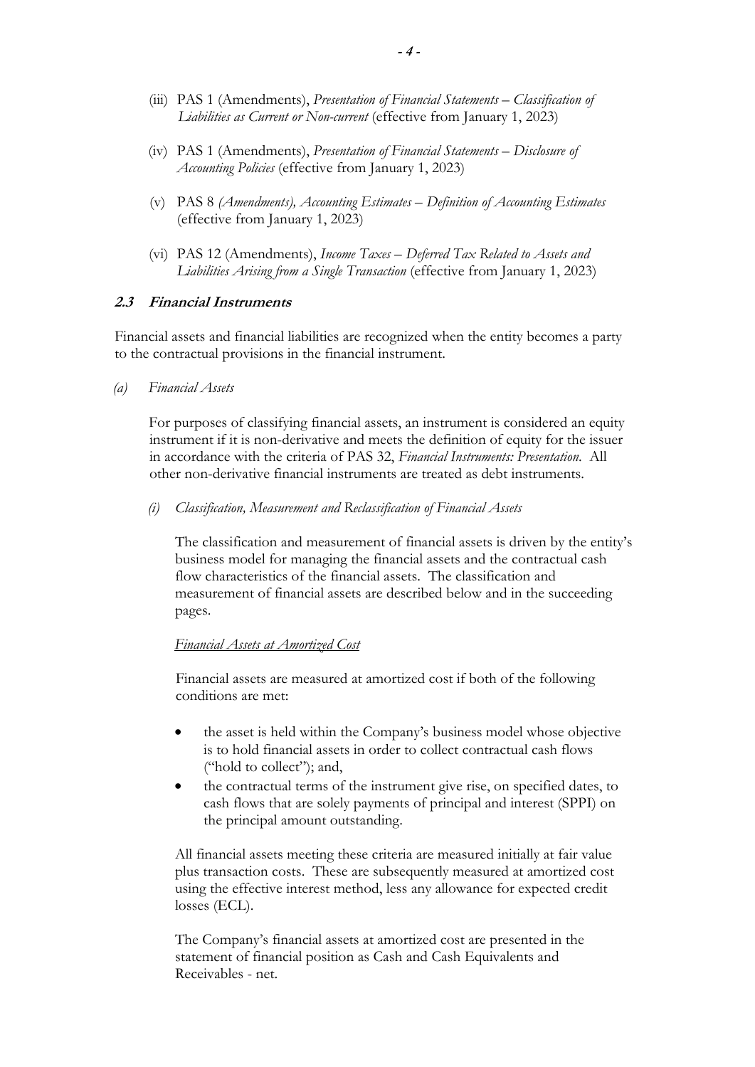(iii) PAS 1 (Amendments), *Presentation of Financial Statements – Classification of Liabilities as Current or Non-current* (effective from January 1, 2023)

(iv) PAS 1 (Amendments), *Presentation of Financial Statements – Disclosure of Accounting Policies* (effective from January 1, 2023)

(v) PAS 8 *(Amendments), Accounting Estimates – Definition of Accounting Estimates* (effective from January 1, 2023)

(vi) PAS 12 (Amendments), *Income Taxes – Deferred Tax Related to Assets and Liabilities Arising from a Single Transaction* (effective from January 1, 2023)

### 2.3 Financial Instruments

Financial assets and financial liabilities are recognized when the entity becomes a party to the contractual provisions in the financial instrument.

*(a) Financial Assets*

For purposes of classifying financial assets, an instrument is considered an equity instrument if it is non-derivative and meets the definition of equity for the issuer in accordance with the criteria of PAS 32, *Financial Instruments: Presentation*. All other non-derivative financial instruments are treated as debt instruments.

*(i) Classification, Measurement and Reclassification of Financial Assets*

The classification and measurement of financial assets is driven by the entity's business model for managing the financial assets and the contractual cash flow characteristics of the financial assets. The classification and measurement of financial assets are described below and in the succeeding pages.

<u>*Financial Assets at Amortized Cost*</u>

Financial assets are measured at amortized cost if both of the following conditions are met:

- the asset is held within the Company's business model whose objective is to hold financial assets in order to collect contractual cash flows ("hold to collect"); and,
- the contractual terms of the instrument give rise, on specified dates, to cash flows that are solely payments of principal and interest (SPPI) on the principal amount outstanding.

All financial assets meeting these criteria are measured initially at fair value plus transaction costs. These are subsequently measured at amortized cost using the effective interest method, less any allowance for expected credit losses (ECL).

The Company's financial assets at amortized cost are presented in the statement of financial position as Cash and Cash Equivalents and Receivables - net.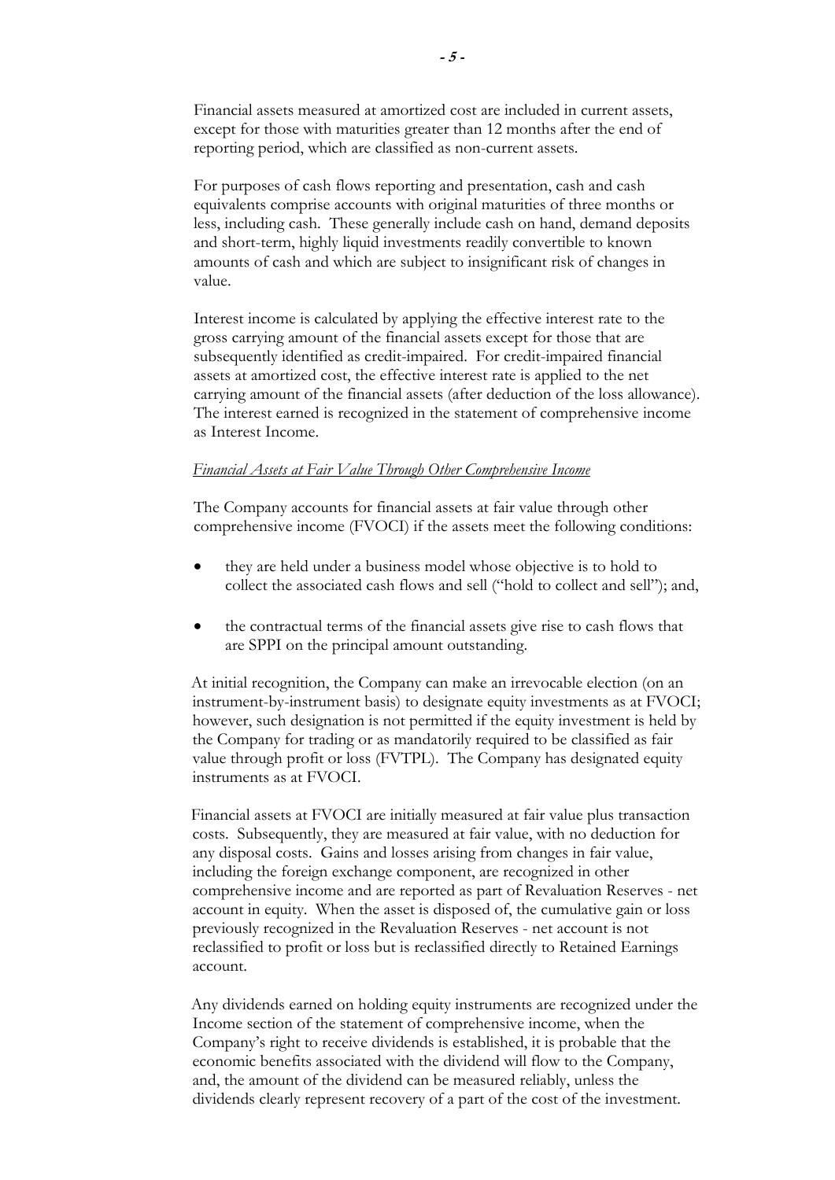Financial assets measured at amortized cost are included in current assets, except for those with maturities greater than 12 months after the end of reporting period, which are classified as non-current assets.

For purposes of cash flows reporting and presentation, cash and cash equivalents comprise accounts with original maturities of three months or less, including cash. These generally include cash on hand, demand deposits and short-term, highly liquid investments readily convertible to known amounts of cash and which are subject to insignificant risk of changes in value.

Interest income is calculated by applying the effective interest rate to the gross carrying amount of the financial assets except for those that are subsequently identified as credit-impaired. For credit-impaired financial assets at amortized cost, the effective interest rate is applied to the net carrying amount of the financial assets (after deduction of the loss allowance). The interest earned is recognized in the statement of comprehensive income as Interest Income.

*Financial Assets at Fair Value Through Other Comprehensive Income*

The Company accounts for financial assets at fair value through other comprehensive income (FVOCI) if the assets meet the following conditions:

- they are held under a business model whose objective is to hold to collect the associated cash flows and sell ("hold to collect and sell"); and,
- the contractual terms of the financial assets give rise to cash flows that are SPPI on the principal amount outstanding.

At initial recognition, the Company can make an irrevocable election (on an instrument-by-instrument basis) to designate equity investments as at FVOCI; however, such designation is not permitted if the equity investment is held by the Company for trading or as mandatorily required to be classified as fair value through profit or loss (FVTPL). The Company has designated equity instruments as at FVOCI.

Financial assets at FVOCI are initially measured at fair value plus transaction costs. Subsequently, they are measured at fair value, with no deduction for any disposal costs. Gains and losses arising from changes in fair value, including the foreign exchange component, are recognized in other comprehensive income and are reported as part of Revaluation Reserves - net account in equity. When the asset is disposed of, the cumulative gain or loss previously recognized in the Revaluation Reserves - net account is not reclassified to profit or loss but is reclassified directly to Retained Earnings account.

Any dividends earned on holding equity instruments are recognized under the Income section of the statement of comprehensive income, when the Company's right to receive dividends is established, it is probable that the economic benefits associated with the dividend will flow to the Company, and, the amount of the dividend can be measured reliably, unless the dividends clearly represent recovery of a part of the cost of the investment.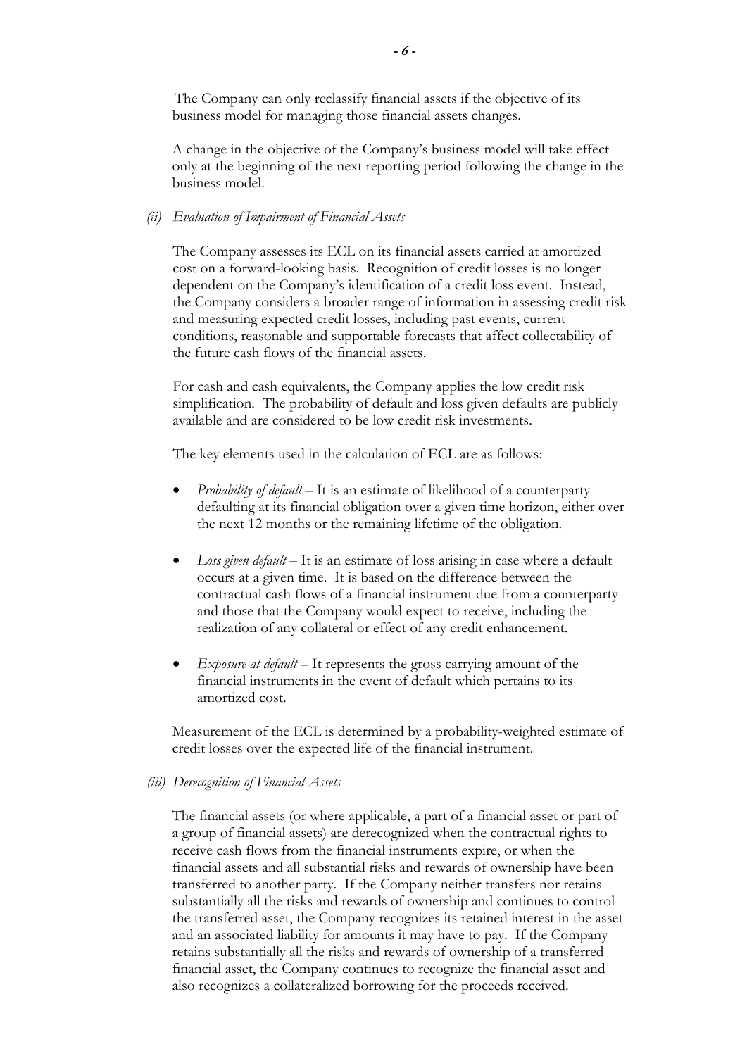The Company can only reclassify financial assets if the objective of its business model for managing those financial assets changes.

A change in the objective of the Company's business model will take effect only at the beginning of the next reporting period following the change in the business model.

*(ii) Evaluation of Impairment of Financial Assets*

The Company assesses its ECL on its financial assets carried at amortized cost on a forward-looking basis. Recognition of credit losses is no longer dependent on the Company's identification of a credit loss event. Instead, the Company considers a broader range of information in assessing credit risk and measuring expected credit losses, including past events, current conditions, reasonable and supportable forecasts that affect collectability of the future cash flows of the financial assets.

For cash and cash equivalents, the Company applies the low credit risk simplification. The probability of default and loss given defaults are publicly available and are considered to be low credit risk investments.

The key elements used in the calculation of ECL are as follows:

- *Probability of default* – It is an estimate of likelihood of a counterparty defaulting at its financial obligation over a given time horizon, either over the next 12 months or the remaining lifetime of the obligation.
- *Loss given default* – It is an estimate of loss arising in case where a default occurs at a given time. It is based on the difference between the contractual cash flows of a financial instrument due from a counterparty and those that the Company would expect to receive, including the realization of any collateral or effect of any credit enhancement.
- *Exposure at default* – It represents the gross carrying amount of the financial instruments in the event of default which pertains to its amortized cost.

Measurement of the ECL is determined by a probability-weighted estimate of credit losses over the expected life of the financial instrument.

*(iii) Derecognition of Financial Assets*

The financial assets (or where applicable, a part of a financial asset or part of a group of financial assets) are derecognized when the contractual rights to receive cash flows from the financial instruments expire, or when the financial assets and all substantial risks and rewards of ownership have been transferred to another party. If the Company neither transfers nor retains substantially all the risks and rewards of ownership and continues to control the transferred asset, the Company recognizes its retained interest in the asset and an associated liability for amounts it may have to pay. If the Company retains substantially all the risks and rewards of ownership of a transferred financial asset, the Company continues to recognize the financial asset and also recognizes a collateralized borrowing for the proceeds received.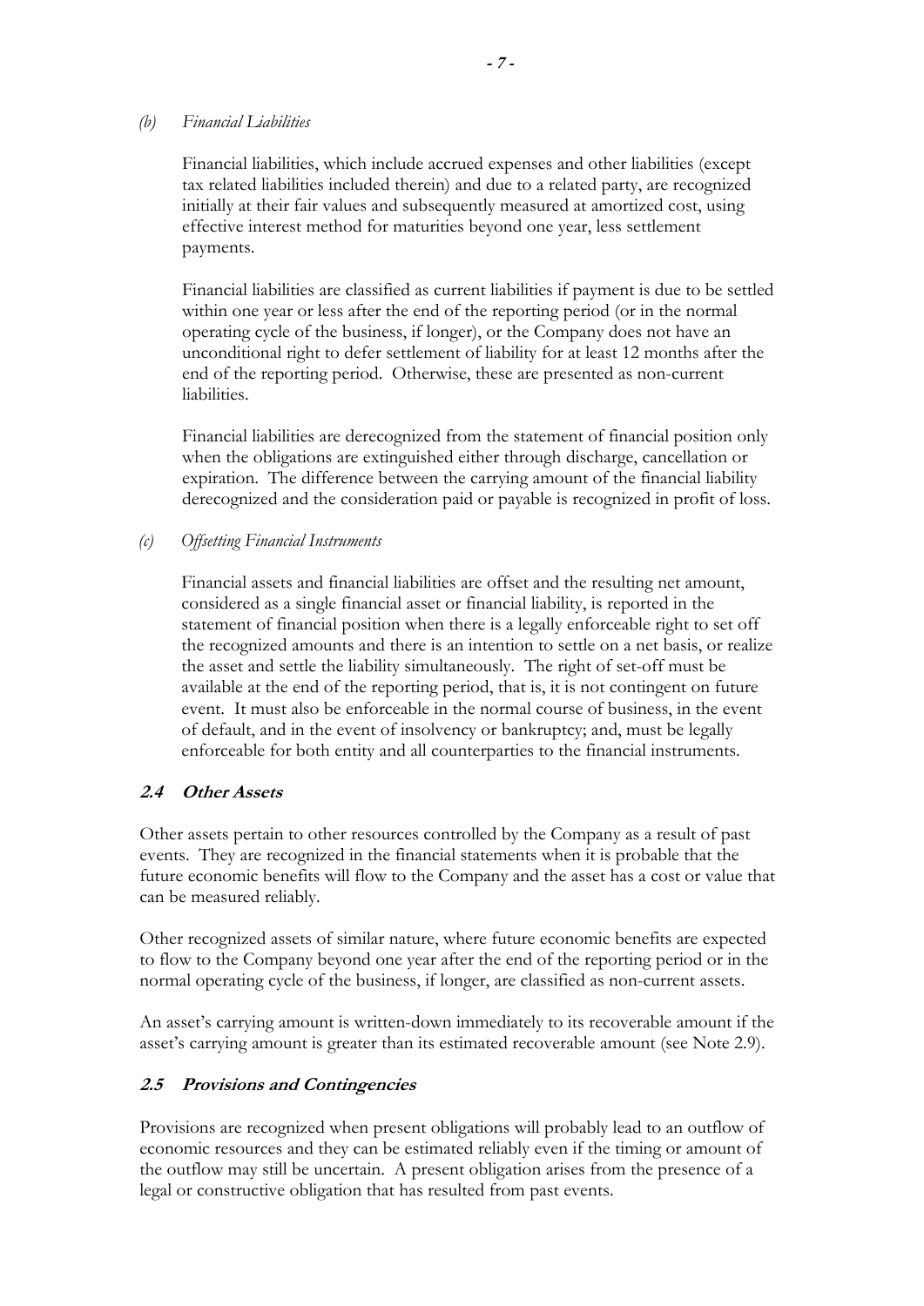*(b) Financial Liabilities*

Financial liabilities, which include accrued expenses and other liabilities (except tax related liabilities included therein) and due to a related party, are recognized initially at their fair values and subsequently measured at amortized cost, using effective interest method for maturities beyond one year, less settlement payments.

Financial liabilities are classified as current liabilities if payment is due to be settled within one year or less after the end of the reporting period (or in the normal operating cycle of the business, if longer), or the Company does not have an unconditional right to defer settlement of liability for at least 12 months after the end of the reporting period. Otherwise, these are presented as non-current liabilities.

Financial liabilities are derecognized from the statement of financial position only when the obligations are extinguished either through discharge, cancellation or expiration. The difference between the carrying amount of the financial liability derecognized and the consideration paid or payable is recognized in profit of loss.

*(c) Offsetting Financial Instruments*

Financial assets and financial liabilities are offset and the resulting net amount, considered as a single financial asset or financial liability, is reported in the statement of financial position when there is a legally enforceable right to set off the recognized amounts and there is an intention to settle on a net basis, or realize the asset and settle the liability simultaneously. The right of set-off must be available at the end of the reporting period, that is, it is not contingent on future event. It must also be enforceable in the normal course of business, in the event of default, and in the event of insolvency or bankruptcy; and, must be legally enforceable for both entity and all counterparties to the financial instruments.

### *2.4 Other Assets*

Other assets pertain to other resources controlled by the Company as a result of past events. They are recognized in the financial statements when it is probable that the future economic benefits will flow to the Company and the asset has a cost or value that can be measured reliably.

Other recognized assets of similar nature, where future economic benefits are expected to flow to the Company beyond one year after the end of the reporting period or in the normal operating cycle of the business, if longer, are classified as non-current assets.

An asset's carrying amount is written-down immediately to its recoverable amount if the asset's carrying amount is greater than its estimated recoverable amount (see Note 2.9).

### *2.5 Provisions and Contingencies*

Provisions are recognized when present obligations will probably lead to an outflow of economic resources and they can be estimated reliably even if the timing or amount of the outflow may still be uncertain. A present obligation arises from the presence of a legal or constructive obligation that has resulted from past events.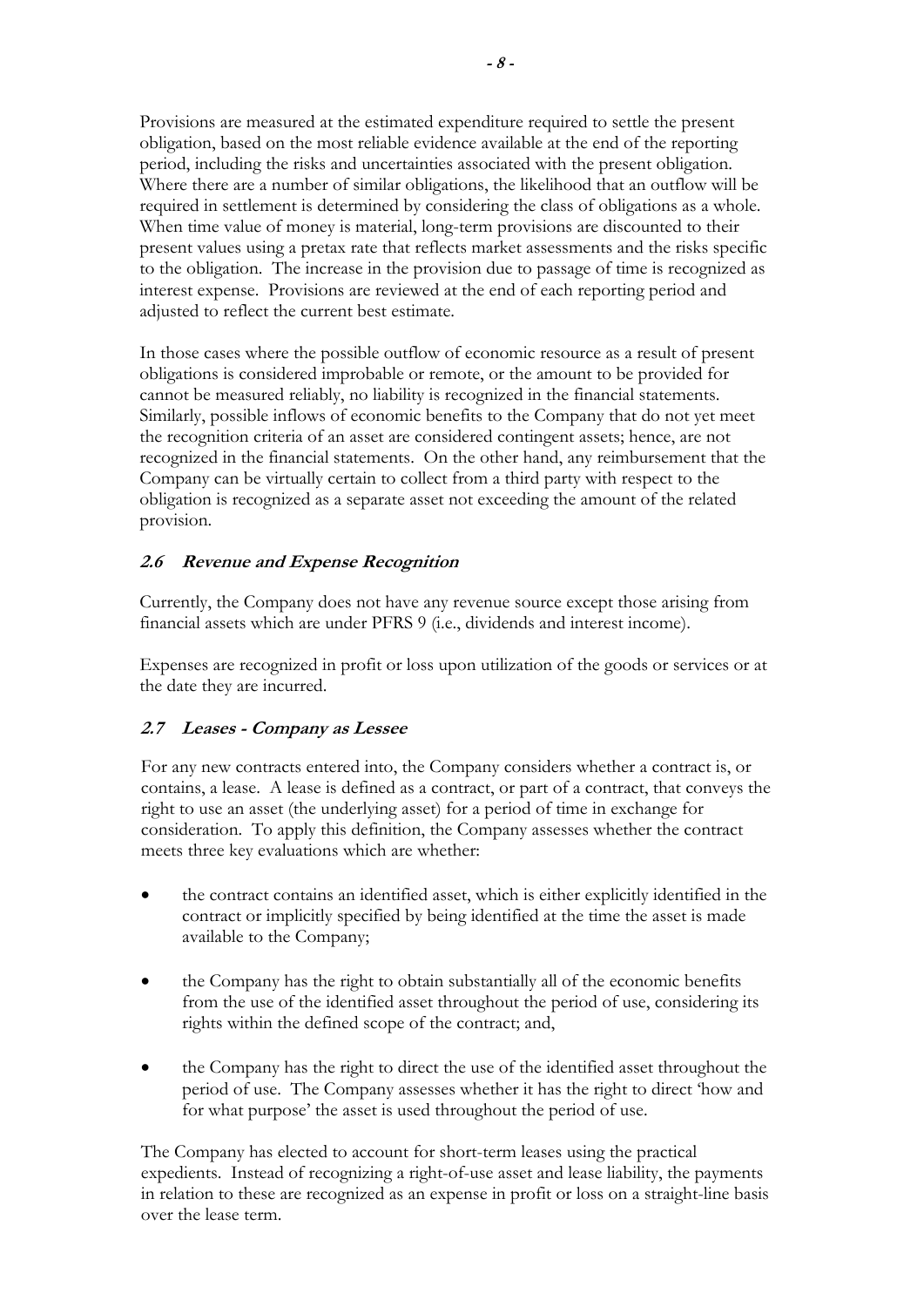Provisions are measured at the estimated expenditure required to settle the present obligation, based on the most reliable evidence available at the end of the reporting period, including the risks and uncertainties associated with the present obligation. Where there are a number of similar obligations, the likelihood that an outflow will be required in settlement is determined by considering the class of obligations as a whole. When time value of money is material, long-term provisions are discounted to their present values using a pretax rate that reflects market assessments and the risks specific to the obligation. The increase in the provision due to passage of time is recognized as interest expense. Provisions are reviewed at the end of each reporting period and adjusted to reflect the current best estimate.

In those cases where the possible outflow of economic resource as a result of present obligations is considered improbable or remote, or the amount to be provided for cannot be measured reliably, no liability is recognized in the financial statements. Similarly, possible inflows of economic benefits to the Company that do not yet meet the recognition criteria of an asset are considered contingent assets; hence, are not recognized in the financial statements. On the other hand, any reimbursement that the Company can be virtually certain to collect from a third party with respect to the obligation is recognized as a separate asset not exceeding the amount of the related provision.

### *2.6 Revenue and Expense Recognition*

Currently, the Company does not have any revenue source except those arising from financial assets which are under PFRS 9 (i.e., dividends and interest income).

Expenses are recognized in profit or loss upon utilization of the goods or services or at the date they are incurred.

### *2.7 Leases - Company as Lessee*

For any new contracts entered into, the Company considers whether a contract is, or contains, a lease. A lease is defined as a contract, or part of a contract, that conveys the right to use an asset (the underlying asset) for a period of time in exchange for consideration. To apply this definition, the Company assesses whether the contract meets three key evaluations which are whether:

- the contract contains an identified asset, which is either explicitly identified in the contract or implicitly specified by being identified at the time the asset is made available to the Company;
- the Company has the right to obtain substantially all of the economic benefits from the use of the identified asset throughout the period of use, considering its rights within the defined scope of the contract; and,
- the Company has the right to direct the use of the identified asset throughout the period of use. The Company assesses whether it has the right to direct 'how and for what purpose' the asset is used throughout the period of use.

The Company has elected to account for short-term leases using the practical expedients. Instead of recognizing a right-of-use asset and lease liability, the payments in relation to these are recognized as an expense in profit or loss on a straight-line basis over the lease term.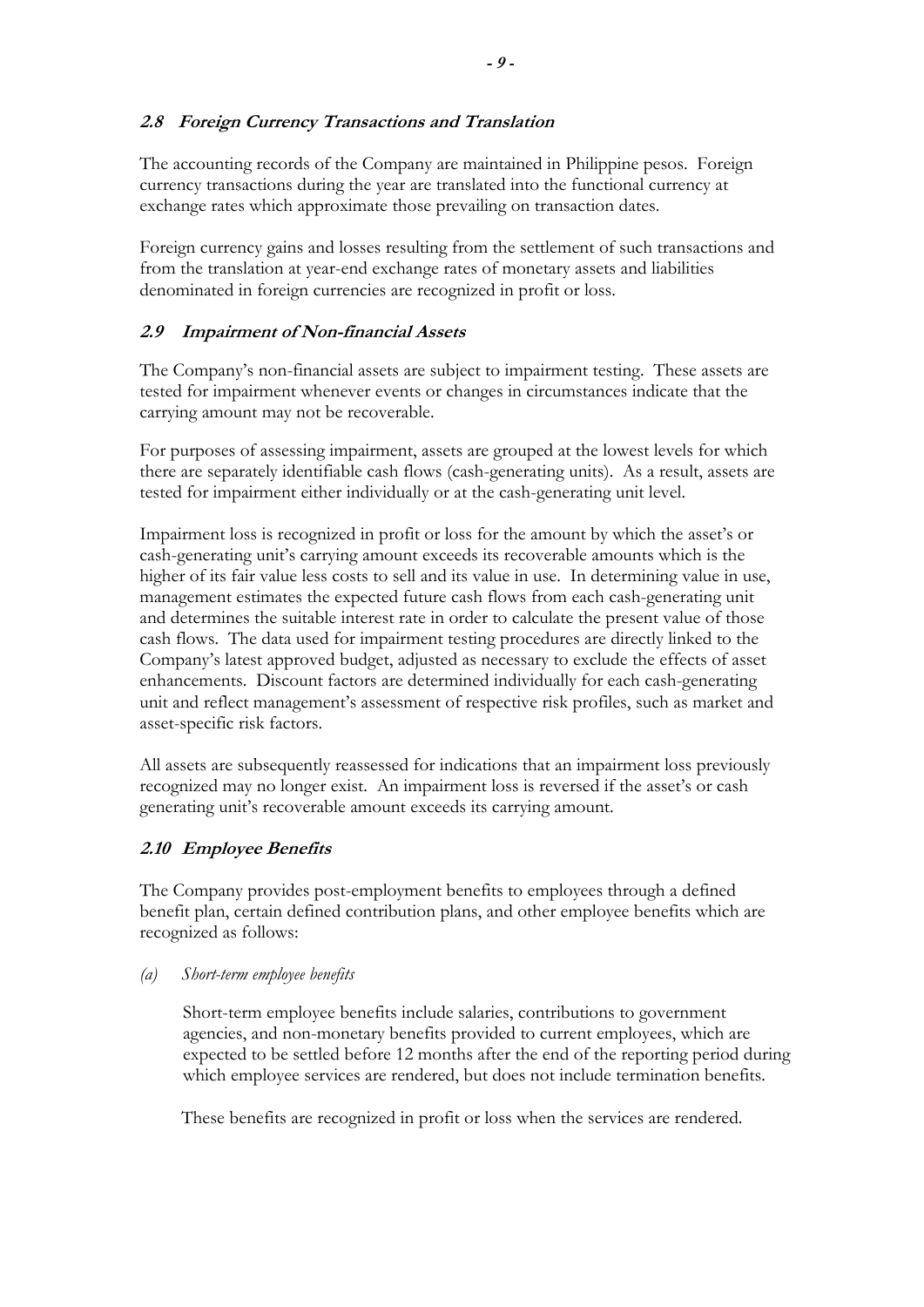### *2.8 Foreign Currency Transactions and Translation*

The accounting records of the Company are maintained in Philippine pesos. Foreign currency transactions during the year are translated into the functional currency at exchange rates which approximate those prevailing on transaction dates.

Foreign currency gains and losses resulting from the settlement of such transactions and from the translation at year-end exchange rates of monetary assets and liabilities denominated in foreign currencies are recognized in profit or loss.

### *2.9 Impairment of Non-financial Assets*

The Company's non-financial assets are subject to impairment testing. These assets are tested for impairment whenever events or changes in circumstances indicate that the carrying amount may not be recoverable.

For purposes of assessing impairment, assets are grouped at the lowest levels for which there are separately identifiable cash flows (cash-generating units). As a result, assets are tested for impairment either individually or at the cash-generating unit level.

Impairment loss is recognized in profit or loss for the amount by which the asset's or cash-generating unit's carrying amount exceeds its recoverable amounts which is the higher of its fair value less costs to sell and its value in use. In determining value in use, management estimates the expected future cash flows from each cash-generating unit and determines the suitable interest rate in order to calculate the present value of those cash flows. The data used for impairment testing procedures are directly linked to the Company's latest approved budget, adjusted as necessary to exclude the effects of asset enhancements. Discount factors are determined individually for each cash-generating unit and reflect management's assessment of respective risk profiles, such as market and asset-specific risk factors.

All assets are subsequently reassessed for indications that an impairment loss previously recognized may no longer exist. An impairment loss is reversed if the asset's or cash generating unit's recoverable amount exceeds its carrying amount.

### *2.10 Employee Benefits*

The Company provides post-employment benefits to employees through a defined benefit plan, certain defined contribution plans, and other employee benefits which are recognized as follows:

*(a) Short-term employee benefits*

Short-term employee benefits include salaries, contributions to government agencies, and non-monetary benefits provided to current employees, which are expected to be settled before 12 months after the end of the reporting period during which employee services are rendered, but does not include termination benefits.

These benefits are recognized in profit or loss when the services are rendered.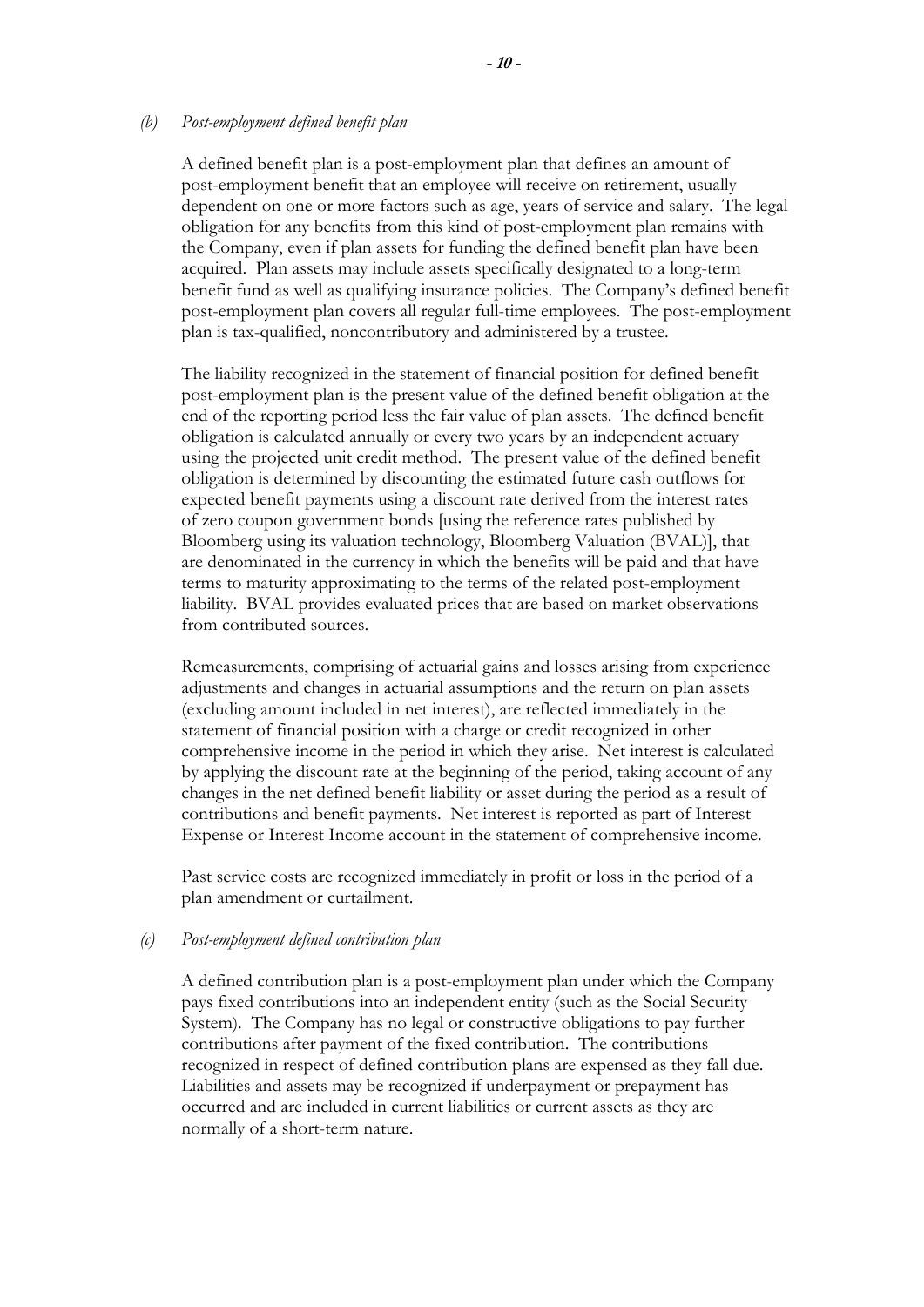*(b) Post-employment defined benefit plan*

A defined benefit plan is a post-employment plan that defines an amount of post-employment benefit that an employee will receive on retirement, usually dependent on one or more factors such as age, years of service and salary. The legal obligation for any benefits from this kind of post-employment plan remains with the Company, even if plan assets for funding the defined benefit plan have been acquired. Plan assets may include assets specifically designated to a long-term benefit fund as well as qualifying insurance policies. The Company's defined benefit post-employment plan covers all regular full-time employees. The post-employment plan is tax-qualified, noncontributory and administered by a trustee.

The liability recognized in the statement of financial position for defined benefit post-employment plan is the present value of the defined benefit obligation at the end of the reporting period less the fair value of plan assets. The defined benefit obligation is calculated annually or every two years by an independent actuary using the projected unit credit method. The present value of the defined benefit obligation is determined by discounting the estimated future cash outflows for expected benefit payments using a discount rate derived from the interest rates of zero coupon government bonds [using the reference rates published by Bloomberg using its valuation technology, Bloomberg Valuation (BVAL)], that are denominated in the currency in which the benefits will be paid and that have terms to maturity approximating to the terms of the related post-employment liability. BVAL provides evaluated prices that are based on market observations from contributed sources.

Remeasurements, comprising of actuarial gains and losses arising from experience adjustments and changes in actuarial assumptions and the return on plan assets (excluding amount included in net interest), are reflected immediately in the statement of financial position with a charge or credit recognized in other comprehensive income in the period in which they arise. Net interest is calculated by applying the discount rate at the beginning of the period, taking account of any changes in the net defined benefit liability or asset during the period as a result of contributions and benefit payments. Net interest is reported as part of Interest Expense or Interest Income account in the statement of comprehensive income.

Past service costs are recognized immediately in profit or loss in the period of a plan amendment or curtailment.

*(c) Post-employment defined contribution plan*

A defined contribution plan is a post-employment plan under which the Company pays fixed contributions into an independent entity (such as the Social Security System). The Company has no legal or constructive obligations to pay further contributions after payment of the fixed contribution. The contributions recognized in respect of defined contribution plans are expensed as they fall due. Liabilities and assets may be recognized if underpayment or prepayment has occurred and are included in current liabilities or current assets as they are normally of a short-term nature.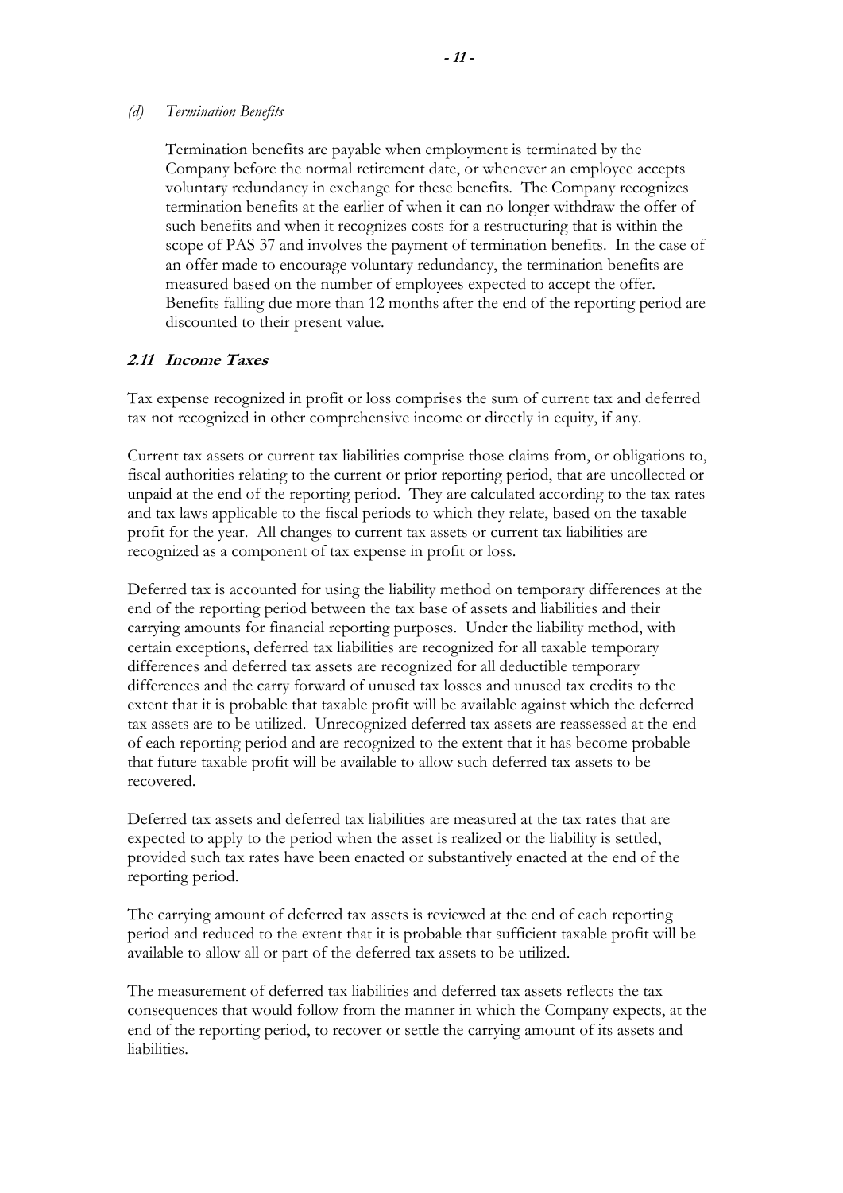*(d) Termination Benefits*

Termination benefits are payable when employment is terminated by the Company before the normal retirement date, or whenever an employee accepts voluntary redundancy in exchange for these benefits. The Company recognizes termination benefits at the earlier of when it can no longer withdraw the offer of such benefits and when it recognizes costs for a restructuring that is within the scope of PAS 37 and involves the payment of termination benefits. In the case of an offer made to encourage voluntary redundancy, the termination benefits are measured based on the number of employees expected to accept the offer. Benefits falling due more than 12 months after the end of the reporting period are discounted to their present value.

### *2.11 Income Taxes*

Tax expense recognized in profit or loss comprises the sum of current tax and deferred tax not recognized in other comprehensive income or directly in equity, if any.

Current tax assets or current tax liabilities comprise those claims from, or obligations to, fiscal authorities relating to the current or prior reporting period, that are uncollected or unpaid at the end of the reporting period. They are calculated according to the tax rates and tax laws applicable to the fiscal periods to which they relate, based on the taxable profit for the year. All changes to current tax assets or current tax liabilities are recognized as a component of tax expense in profit or loss.

Deferred tax is accounted for using the liability method on temporary differences at the end of the reporting period between the tax base of assets and liabilities and their carrying amounts for financial reporting purposes. Under the liability method, with certain exceptions, deferred tax liabilities are recognized for all taxable temporary differences and deferred tax assets are recognized for all deductible temporary differences and the carry forward of unused tax losses and unused tax credits to the extent that it is probable that taxable profit will be available against which the deferred tax assets are to be utilized. Unrecognized deferred tax assets are reassessed at the end of each reporting period and are recognized to the extent that it has become probable that future taxable profit will be available to allow such deferred tax assets to be recovered.

Deferred tax assets and deferred tax liabilities are measured at the tax rates that are expected to apply to the period when the asset is realized or the liability is settled, provided such tax rates have been enacted or substantively enacted at the end of the reporting period.

The carrying amount of deferred tax assets is reviewed at the end of each reporting period and reduced to the extent that it is probable that sufficient taxable profit will be available to allow all or part of the deferred tax assets to be utilized.

The measurement of deferred tax liabilities and deferred tax assets reflects the tax consequences that would follow from the manner in which the Company expects, at the end of the reporting period, to recover or settle the carrying amount of its assets and liabilities.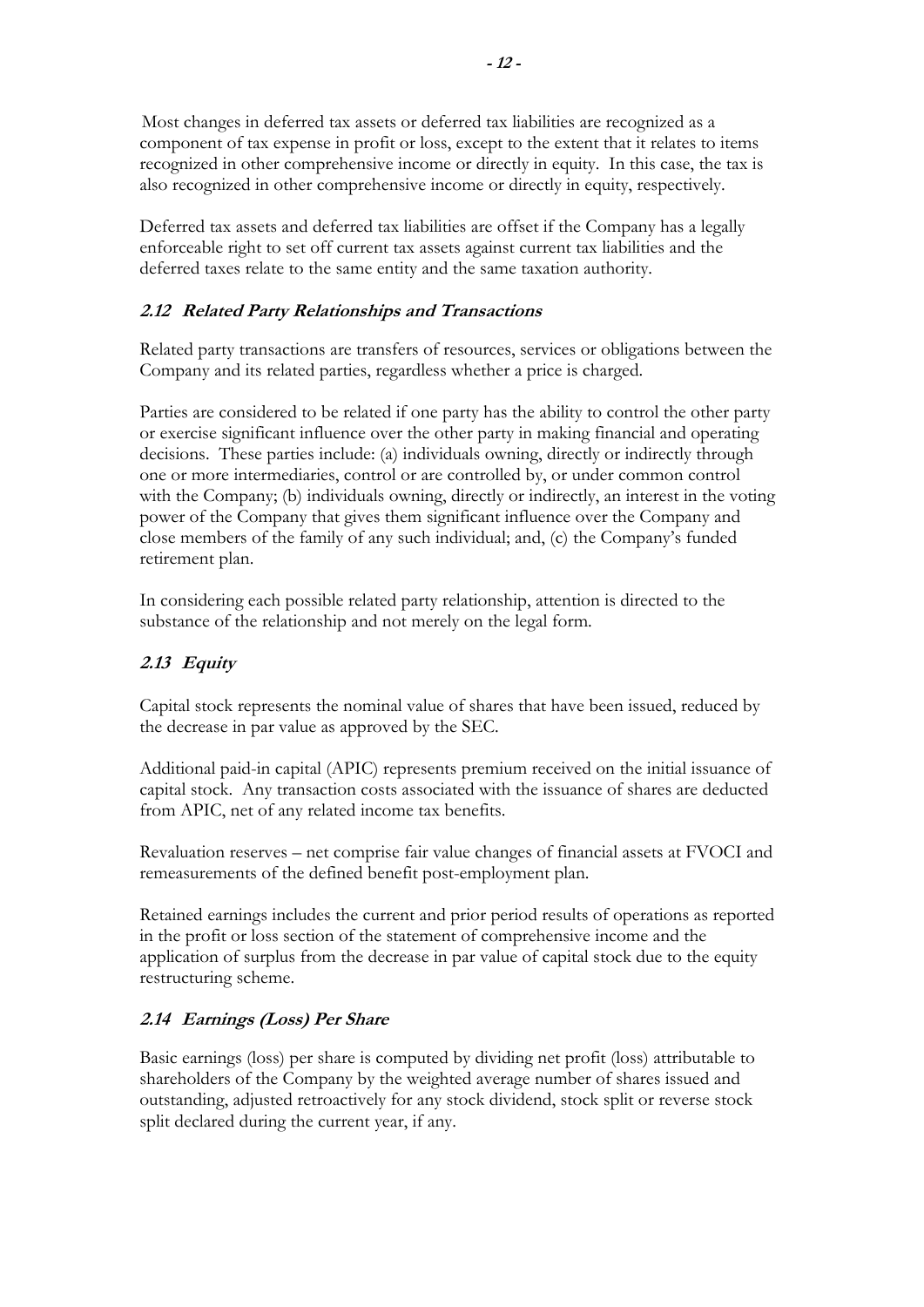Most changes in deferred tax assets or deferred tax liabilities are recognized as a component of tax expense in profit or loss, except to the extent that it relates to items recognized in other comprehensive income or directly in equity. In this case, the tax is also recognized in other comprehensive income or directly in equity, respectively.

Deferred tax assets and deferred tax liabilities are offset if the Company has a legally enforceable right to set off current tax assets against current tax liabilities and the deferred taxes relate to the same entity and the same taxation authority.

### *2.12 Related Party Relationships and Transactions*

Related party transactions are transfers of resources, services or obligations between the Company and its related parties, regardless whether a price is charged.

Parties are considered to be related if one party has the ability to control the other party or exercise significant influence over the other party in making financial and operating decisions. These parties include: (a) individuals owning, directly or indirectly through one or more intermediaries, control or are controlled by, or under common control with the Company; (b) individuals owning, directly or indirectly, an interest in the voting power of the Company that gives them significant influence over the Company and close members of the family of any such individual; and, (c) the Company's funded retirement plan.

In considering each possible related party relationship, attention is directed to the substance of the relationship and not merely on the legal form.

### *2.13 Equity*

Capital stock represents the nominal value of shares that have been issued, reduced by the decrease in par value as approved by the SEC.

Additional paid-in capital (APIC) represents premium received on the initial issuance of capital stock. Any transaction costs associated with the issuance of shares are deducted from APIC, net of any related income tax benefits.

Revaluation reserves – net comprise fair value changes of financial assets at FVOCI and remeasurements of the defined benefit post-employment plan.

Retained earnings includes the current and prior period results of operations as reported in the profit or loss section of the statement of comprehensive income and the application of surplus from the decrease in par value of capital stock due to the equity restructuring scheme.

### *2.14 Earnings (Loss) Per Share*

Basic earnings (loss) per share is computed by dividing net profit (loss) attributable to shareholders of the Company by the weighted average number of shares issued and outstanding, adjusted retroactively for any stock dividend, stock split or reverse stock split declared during the current year, if any.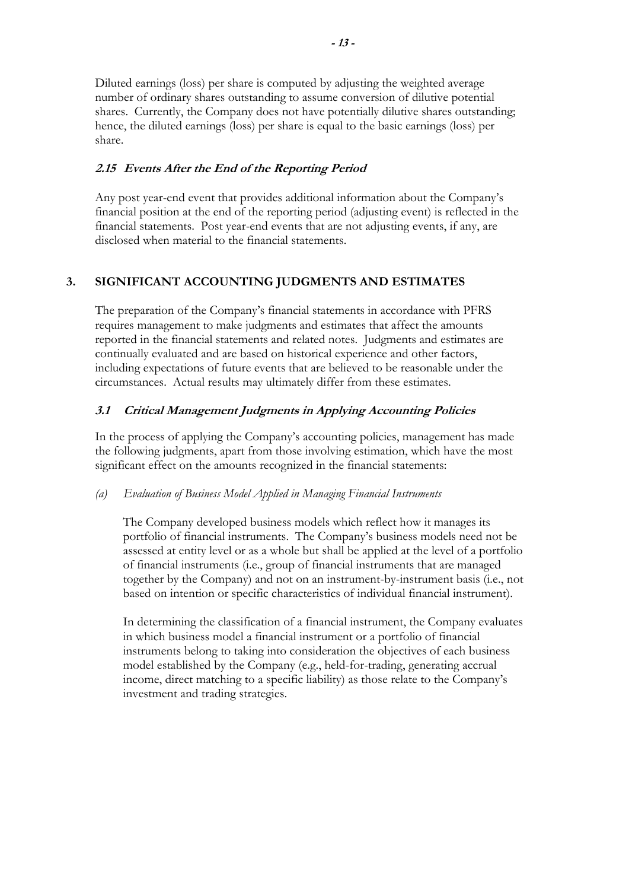Diluted earnings (loss) per share is computed by adjusting the weighted average number of ordinary shares outstanding to assume conversion of dilutive potential shares. Currently, the Company does not have potentially dilutive shares outstanding; hence, the diluted earnings (loss) per share is equal to the basic earnings (loss) per share.

### *2.15 Events After the End of the Reporting Period*

Any post year-end event that provides additional information about the Company's financial position at the end of the reporting period (adjusting event) is reflected in the financial statements. Post year-end events that are not adjusting events, if any, are disclosed when material to the financial statements.

## 3. SIGNIFICANT ACCOUNTING JUDGMENTS AND ESTIMATES

The preparation of the Company's financial statements in accordance with PFRS requires management to make judgments and estimates that affect the amounts reported in the financial statements and related notes. Judgments and estimates are continually evaluated and are based on historical experience and other factors, including expectations of future events that are believed to be reasonable under the circumstances. Actual results may ultimately differ from these estimates.

### *3.1 Critical Management Judgments in Applying Accounting Policies*

In the process of applying the Company's accounting policies, management has made the following judgments, apart from those involving estimation, which have the most significant effect on the amounts recognized in the financial statements:

*(a) Evaluation of Business Model Applied in Managing Financial Instruments*

The Company developed business models which reflect how it manages its portfolio of financial instruments. The Company's business models need not be assessed at entity level or as a whole but shall be applied at the level of a portfolio of financial instruments (i.e., group of financial instruments that are managed together by the Company) and not on an instrument-by-instrument basis (i.e., not based on intention or specific characteristics of individual financial instrument).

In determining the classification of a financial instrument, the Company evaluates in which business model a financial instrument or a portfolio of financial instruments belong to taking into consideration the objectives of each business model established by the Company (e.g., held-for-trading, generating accrual income, direct matching to a specific liability) as those relate to the Company's investment and trading strategies.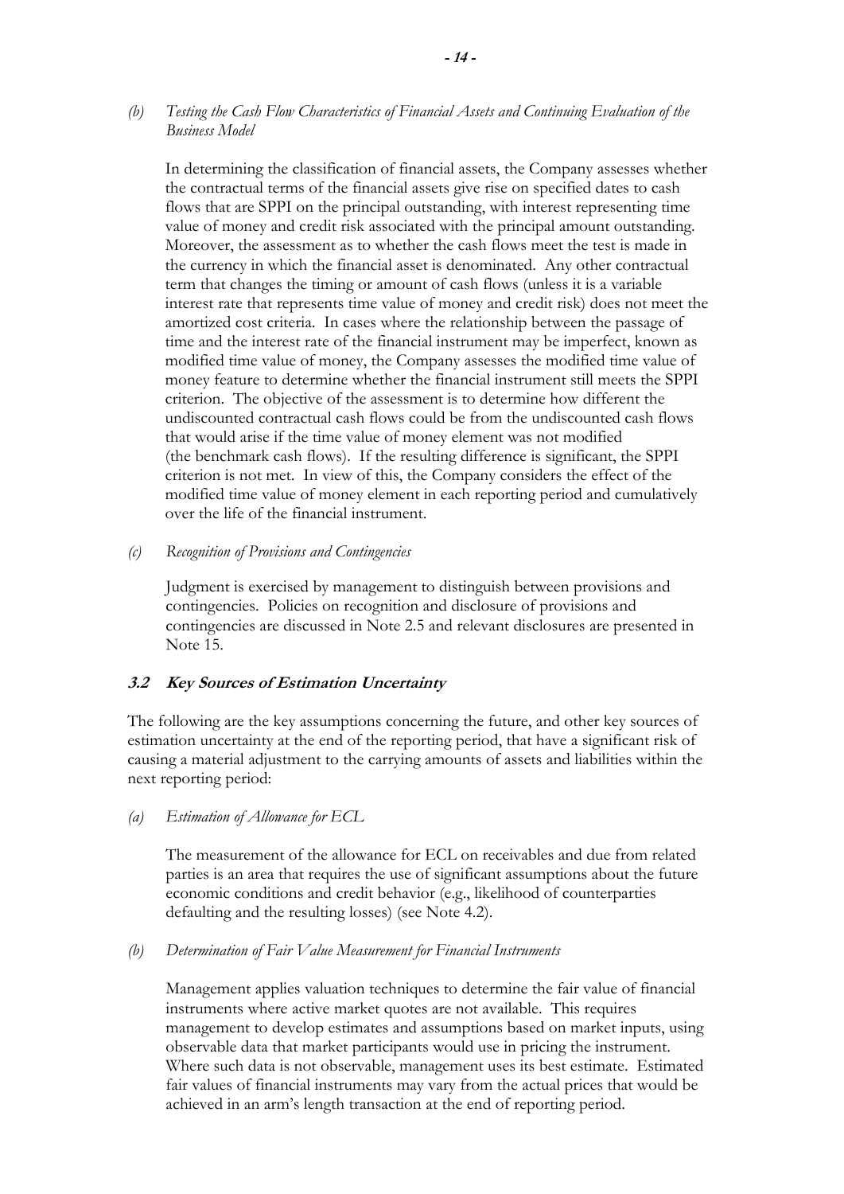*(b) Testing the Cash Flow Characteristics of Financial Assets and Continuing Evaluation of the Business Model*

In determining the classification of financial assets, the Company assesses whether the contractual terms of the financial assets give rise on specified dates to cash flows that are SPPI on the principal outstanding, with interest representing time value of money and credit risk associated with the principal amount outstanding. Moreover, the assessment as to whether the cash flows meet the test is made in the currency in which the financial asset is denominated. Any other contractual term that changes the timing or amount of cash flows (unless it is a variable interest rate that represents time value of money and credit risk) does not meet the amortized cost criteria. In cases where the relationship between the passage of time and the interest rate of the financial instrument may be imperfect, known as modified time value of money, the Company assesses the modified time value of money feature to determine whether the financial instrument still meets the SPPI criterion. The objective of the assessment is to determine how different the undiscounted contractual cash flows could be from the undiscounted cash flows that would arise if the time value of money element was not modified (the benchmark cash flows). If the resulting difference is significant, the SPPI criterion is not met. In view of this, the Company considers the effect of the modified time value of money element in each reporting period and cumulatively over the life of the financial instrument.

*(c) Recognition of Provisions and Contingencies*

Judgment is exercised by management to distinguish between provisions and contingencies. Policies on recognition and disclosure of provisions and contingencies are discussed in Note 2.5 and relevant disclosures are presented in Note 15.

### 3.2 Key Sources of Estimation Uncertainty

The following are the key assumptions concerning the future, and other key sources of estimation uncertainty at the end of the reporting period, that have a significant risk of causing a material adjustment to the carrying amounts of assets and liabilities within the next reporting period:

*(a) Estimation of Allowance for ECL*

The measurement of the allowance for ECL on receivables and due from related parties is an area that requires the use of significant assumptions about the future economic conditions and credit behavior (e.g., likelihood of counterparties defaulting and the resulting losses) (see Note 4.2).

*(b) Determination of Fair Value Measurement for Financial Instruments*

Management applies valuation techniques to determine the fair value of financial instruments where active market quotes are not available. This requires management to develop estimates and assumptions based on market inputs, using observable data that market participants would use in pricing the instrument. Where such data is not observable, management uses its best estimate. Estimated fair values of financial instruments may vary from the actual prices that would be achieved in an arm's length transaction at the end of reporting period.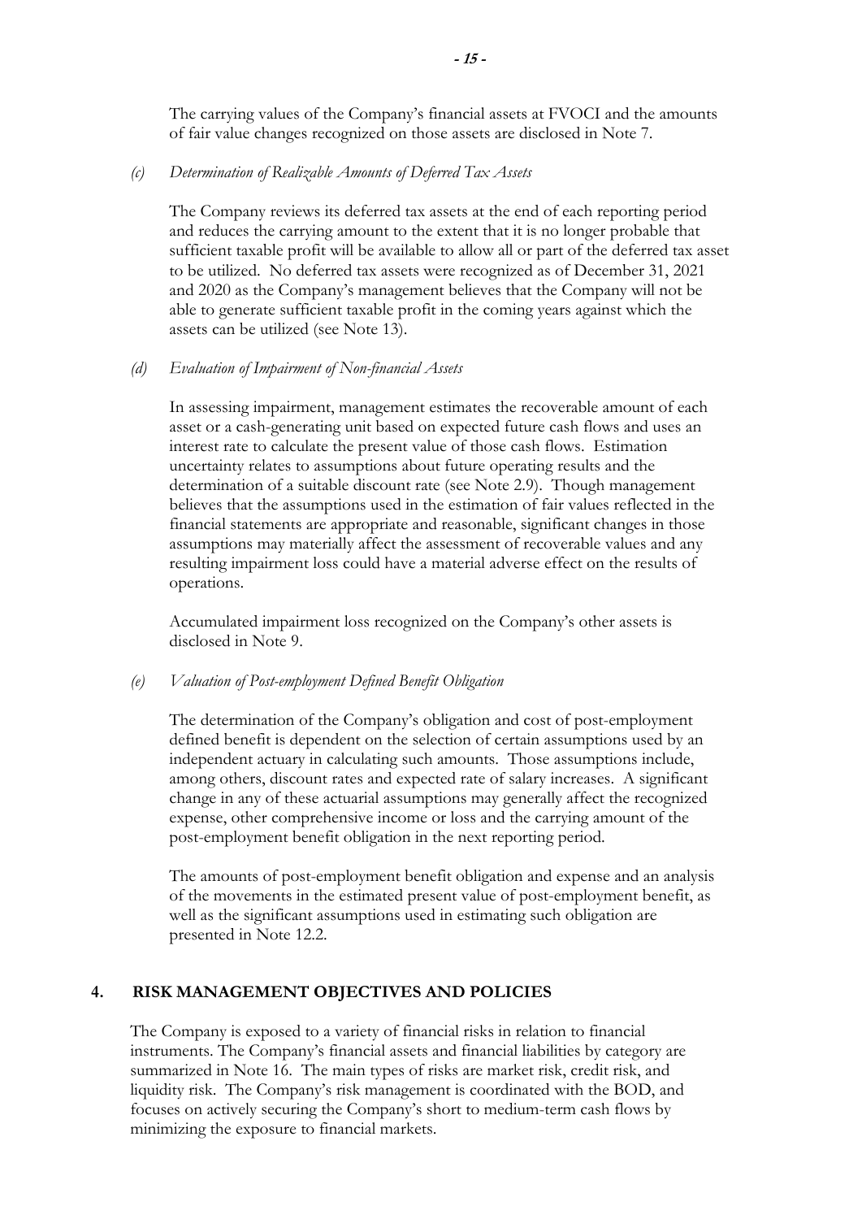The carrying values of the Company's financial assets at FVOCI and the amounts of fair value changes recognized on those assets are disclosed in Note 7.

*(c) Determination of Realizable Amounts of Deferred Tax Assets*

The Company reviews its deferred tax assets at the end of each reporting period and reduces the carrying amount to the extent that it is no longer probable that sufficient taxable profit will be available to allow all or part of the deferred tax asset to be utilized. No deferred tax assets were recognized as of December 31, 2021 and 2020 as the Company's management believes that the Company will not be able to generate sufficient taxable profit in the coming years against which the assets can be utilized (see Note 13).

*(d) Evaluation of Impairment of Non-financial Assets*

In assessing impairment, management estimates the recoverable amount of each asset or a cash-generating unit based on expected future cash flows and uses an interest rate to calculate the present value of those cash flows. Estimation uncertainty relates to assumptions about future operating results and the determination of a suitable discount rate (see Note 2.9). Though management believes that the assumptions used in the estimation of fair values reflected in the financial statements are appropriate and reasonable, significant changes in those assumptions may materially affect the assessment of recoverable values and any resulting impairment loss could have a material adverse effect on the results of operations.

Accumulated impairment loss recognized on the Company's other assets is disclosed in Note 9.

*(e) Valuation of Post-employment Defined Benefit Obligation*

The determination of the Company's obligation and cost of post-employment defined benefit is dependent on the selection of certain assumptions used by an independent actuary in calculating such amounts. Those assumptions include, among others, discount rates and expected rate of salary increases. A significant change in any of these actuarial assumptions may generally affect the recognized expense, other comprehensive income or loss and the carrying amount of the post-employment benefit obligation in the next reporting period.

The amounts of post-employment benefit obligation and expense and an analysis of the movements in the estimated present value of post-employment benefit, as well as the significant assumptions used in estimating such obligation are presented in Note 12.2.

## 4. RISK MANAGEMENT OBJECTIVES AND POLICIES

The Company is exposed to a variety of financial risks in relation to financial instruments. The Company's financial assets and financial liabilities by category are summarized in Note 16. The main types of risks are market risk, credit risk, and liquidity risk. The Company's risk management is coordinated with the BOD, and focuses on actively securing the Company's short to medium-term cash flows by minimizing the exposure to financial markets.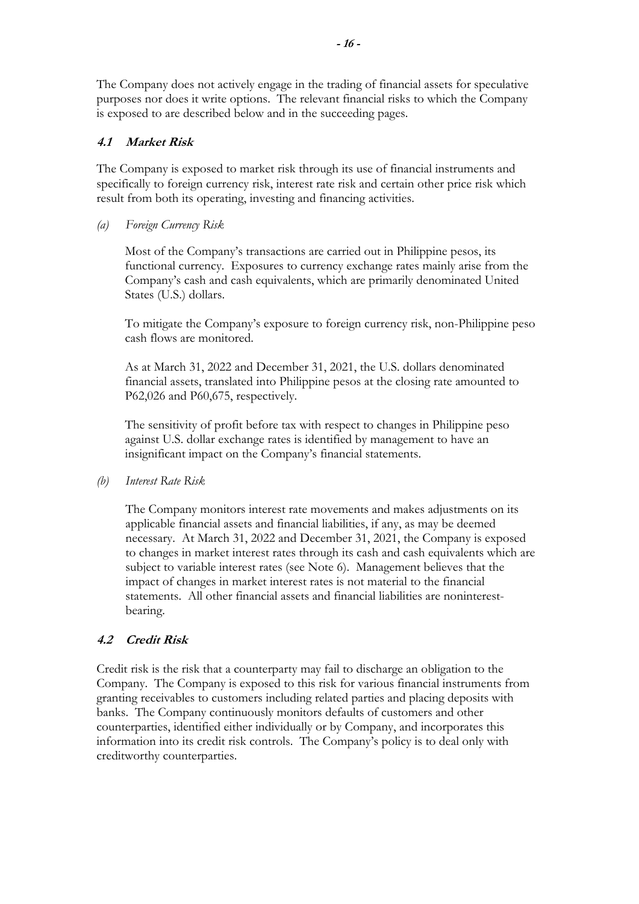The Company does not actively engage in the trading of financial assets for speculative purposes nor does it write options. The relevant financial risks to which the Company is exposed to are described below and in the succeeding pages.

### 4.1 Market Risk

The Company is exposed to market risk through its use of financial instruments and specifically to foreign currency risk, interest rate risk and certain other price risk which result from both its operating, investing and financing activities.

*(a) Foreign Currency Risk*

Most of the Company's transactions are carried out in Philippine pesos, its functional currency. Exposures to currency exchange rates mainly arise from the Company's cash and cash equivalents, which are primarily denominated United States (U.S.) dollars.

To mitigate the Company's exposure to foreign currency risk, non-Philippine peso cash flows are monitored.

As at March 31, 2022 and December 31, 2021, the U.S. dollars denominated financial assets, translated into Philippine pesos at the closing rate amounted to P62,026 and P60,675, respectively.

The sensitivity of profit before tax with respect to changes in Philippine peso against U.S. dollar exchange rates is identified by management to have an insignificant impact on the Company's financial statements.

*(b) Interest Rate Risk*

The Company monitors interest rate movements and makes adjustments on its applicable financial assets and financial liabilities, if any, as may be deemed necessary. At March 31, 2022 and December 31, 2021, the Company is exposed to changes in market interest rates through its cash and cash equivalents which are subject to variable interest rates (see Note 6). Management believes that the impact of changes in market interest rates is not material to the financial statements. All other financial assets and financial liabilities are noninterest-bearing.

### 4.2 Credit Risk

Credit risk is the risk that a counterparty may fail to discharge an obligation to the Company. The Company is exposed to this risk for various financial instruments from granting receivables to customers including related parties and placing deposits with banks. The Company continuously monitors defaults of customers and other counterparties, identified either individually or by Company, and incorporates this information into its credit risk controls. The Company's policy is to deal only with creditworthy counterparties.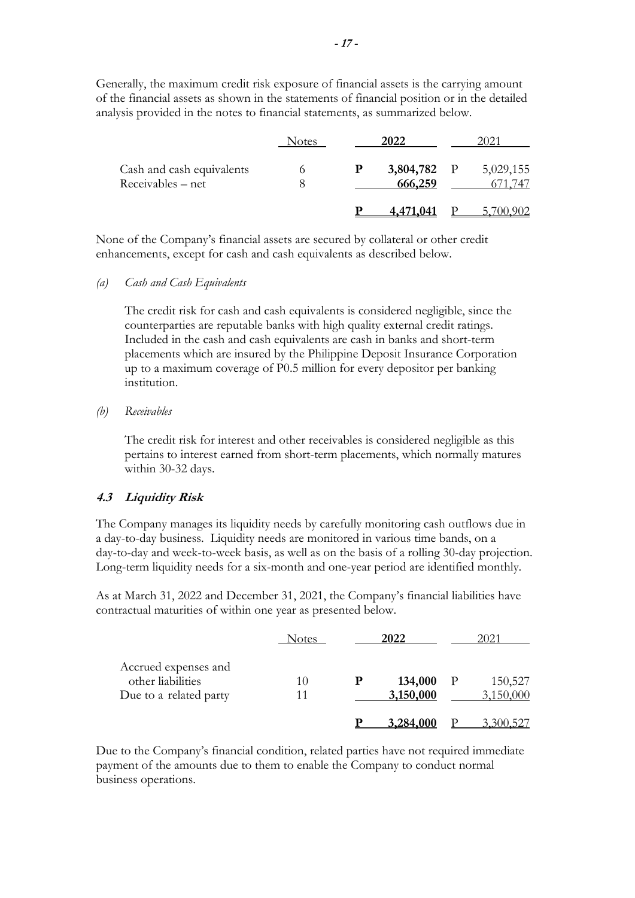Generally, the maximum credit risk exposure of financial assets is the carrying amount of the financial assets as shown in the statements of financial position or in the detailed analysis provided in the notes to financial statements, as summarized below.

| | Notes | 2022 | 2021 |
|---|---|---|---|
| Cash and cash equivalents | 6 | P 3,804,782 | P 5,029,155 |
| Receivables – net | 8 | 666,259 | 671,747 |
| | | **P 4,471,041** | P 5,700,902 |

None of the Company's financial assets are secured by collateral or other credit enhancements, except for cash and cash equivalents as described below.

*(a) Cash and Cash Equivalents*

The credit risk for cash and cash equivalents is considered negligible, since the counterparties are reputable banks with high quality external credit ratings. Included in the cash and cash equivalents are cash in banks and short-term placements which are insured by the Philippine Deposit Insurance Corporation up to a maximum coverage of P0.5 million for every depositor per banking institution.

*(b) Receivables*

The credit risk for interest and other receivables is considered negligible as this pertains to interest earned from short-term placements, which normally matures within 30-32 days.

### 4.3 Liquidity Risk

The Company manages its liquidity needs by carefully monitoring cash outflows due in a day-to-day business. Liquidity needs are monitored in various time bands, on a day-to-day and week-to-week basis, as well as on the basis of a rolling 30-day projection. Long-term liquidity needs for a six-month and one-year period are identified monthly.

As at March 31, 2022 and December 31, 2021, the Company's financial liabilities have contractual maturities of within one year as presented below.

| | Notes | 2022 | 2021 |
|---|---|---|---|
| Accrued expenses and other liabilities | 10 | P 134,000 | P 150,527 |
| Due to a related party | 11 | 3,150,000 | 3,150,000 |
| | | **P 3,284,000** | P 3,300,527 |

Due to the Company's financial condition, related parties have not required immediate payment of the amounts due to them to enable the Company to conduct normal business operations.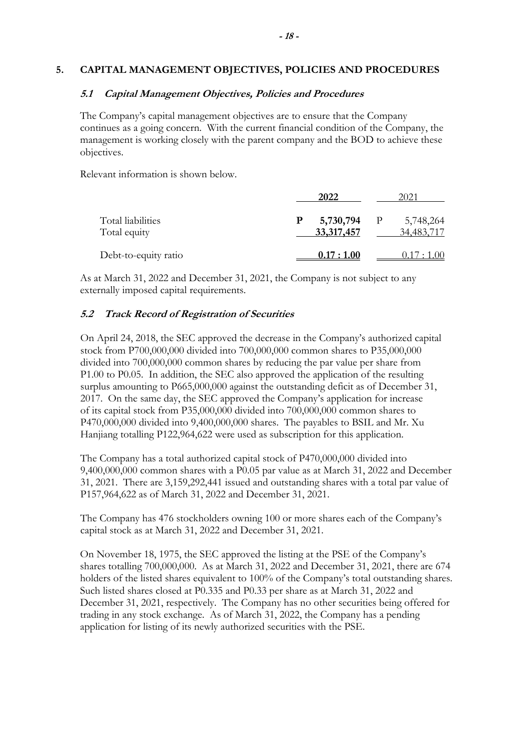## 5. CAPITAL MANAGEMENT OBJECTIVES, POLICIES AND PROCEDURES

### *5.1 Capital Management Objectives, Policies and Procedures*

The Company's capital management objectives are to ensure that the Company continues as a going concern. With the current financial condition of the Company, the management is working closely with the parent company and the BOD to achieve these objectives.

Relevant information is shown below.

| | **2022** | 2021 |
|---|---|---|
| Total liabilities | **P 5,730,794** | P 5,748,264 |
| Total equity | **33,317,457** | 34,483,717 |
| Debt-to-equity ratio | **0.17 : 1.00** | 0.17 : 1.00 |

As at March 31, 2022 and December 31, 2021, the Company is not subject to any externally imposed capital requirements.

### *5.2 Track Record of Registration of Securities*

On April 24, 2018, the SEC approved the decrease in the Company's authorized capital stock from P700,000,000 divided into 700,000,000 common shares to P35,000,000 divided into 700,000,000 common shares by reducing the par value per share from P1.00 to P0.05. In addition, the SEC also approved the application of the resulting surplus amounting to P665,000,000 against the outstanding deficit as of December 31, 2017. On the same day, the SEC approved the Company's application for increase of its capital stock from P35,000,000 divided into 700,000,000 common shares to P470,000,000 divided into 9,400,000,000 shares. The payables to BSIL and Mr. Xu Hanjiang totalling P122,964,622 were used as subscription for this application.

The Company has a total authorized capital stock of P470,000,000 divided into 9,400,000,000 common shares with a P0.05 par value as at March 31, 2022 and December 31, 2021. There are 3,159,292,441 issued and outstanding shares with a total par value of P157,964,622 as of March 31, 2022 and December 31, 2021.

The Company has 476 stockholders owning 100 or more shares each of the Company's capital stock as at March 31, 2022 and December 31, 2021.

On November 18, 1975, the SEC approved the listing at the PSE of the Company's shares totalling 700,000,000. As at March 31, 2022 and December 31, 2021, there are 674 holders of the listed shares equivalent to 100% of the Company's total outstanding shares. Such listed shares closed at P0.335 and P0.33 per share as at March 31, 2022 and December 31, 2021, respectively. The Company has no other securities being offered for trading in any stock exchange. As of March 31, 2022, the Company has a pending application for listing of its newly authorized securities with the PSE.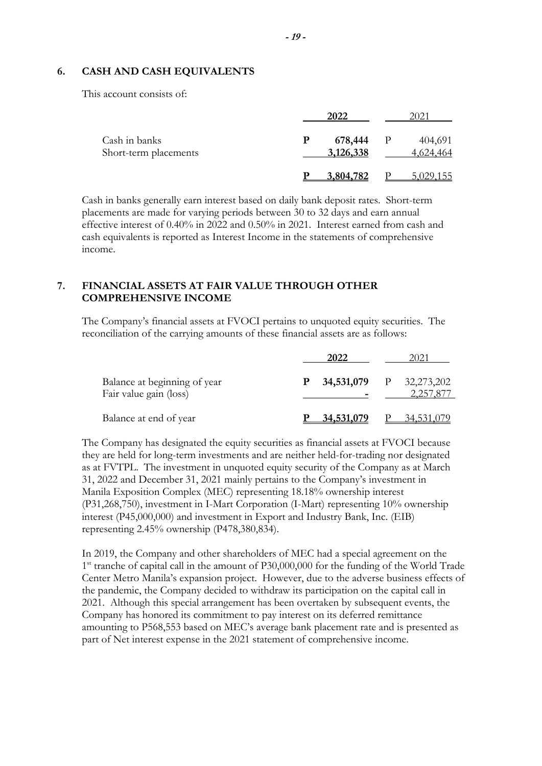## 6. CASH AND CASH EQUIVALENTS

This account consists of:

| | 2022 | 2021 |
|---|---|---|
| Cash in banks | **P 678,444** | P 404,691 |
| Short-term placements | **3,126,338** | 4,624,464 |
| | **P 3,804,782** | P 5,029,155 |

Cash in banks generally earn interest based on daily bank deposit rates. Short-term placements are made for varying periods between 30 to 32 days and earn annual effective interest of 0.40% in 2022 and 0.50% in 2021. Interest earned from cash and cash equivalents is reported as Interest Income in the statements of comprehensive income.

## 7. FINANCIAL ASSETS AT FAIR VALUE THROUGH OTHER COMPREHENSIVE INCOME

The Company's financial assets at FVOCI pertains to unquoted equity securities. The reconciliation of the carrying amounts of these financial assets are as follows:

| | 2022 | 2021 |
|---|---|---|
| Balance at beginning of year | **P 34,531,079** | P 32,273,202 |
| Fair value gain (loss) | **-** | 2,257,877 |
| Balance at end of year | **P 34,531,079** | P 34,531,079 |

The Company has designated the equity securities as financial assets at FVOCI because they are held for long-term investments and are neither held-for-trading nor designated as at FVTPL. The investment in unquoted equity security of the Company as at March 31, 2022 and December 31, 2021 mainly pertains to the Company's investment in Manila Exposition Complex (MEC) representing 18.18% ownership interest (P31,268,750), investment in I-Mart Corporation (I-Mart) representing 10% ownership interest (P45,000,000) and investment in Export and Industry Bank, Inc. (EIB) representing 2.45% ownership (P478,380,834).

In 2019, the Company and other shareholders of MEC had a special agreement on the 1st tranche of capital call in the amount of P30,000,000 for the funding of the World Trade Center Metro Manila's expansion project. However, due to the adverse business effects of the pandemic, the Company decided to withdraw its participation on the capital call in 2021. Although this special arrangement has been overtaken by subsequent events, the Company has honored its commitment to pay interest on its deferred remittance amounting to P568,553 based on MEC's average bank placement rate and is presented as part of Net interest expense in the 2021 statement of comprehensive income.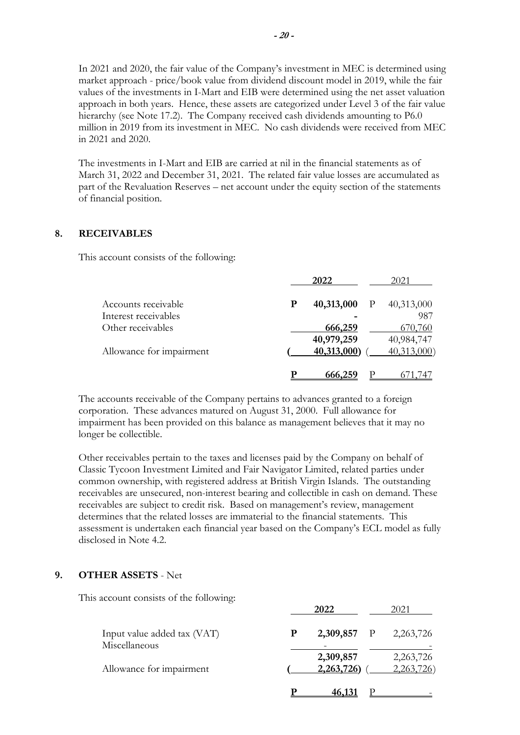In 2021 and 2020, the fair value of the Company's investment in MEC is determined using market approach - price/book value from dividend discount model in 2019, while the fair values of the investments in I-Mart and EIB were determined using the net asset valuation approach in both years. Hence, these assets are categorized under Level 3 of the fair value hierarchy (see Note 17.2). The Company received cash dividends amounting to P6.0 million in 2019 from its investment in MEC. No cash dividends were received from MEC in 2021 and 2020.

The investments in I-Mart and EIB are carried at nil in the financial statements as of March 31, 2022 and December 31, 2021. The related fair value losses are accumulated as part of the Revaluation Reserves – net account under the equity section of the statements of financial position.

## 8. RECEIVABLES

This account consists of the following:

| | 2022 | 2021 |
|---|---|---|
| Accounts receivable | P 40,313,000 | P 40,313,000 |
| Interest receivables | - | 987 |
| Other receivables | 666,259 | 670,760 |
| | 40,979,259 | 40,984,747 |
| Allowance for impairment | ( 40,313,000) | ( 40,313,000) |
| | P 666,259 | P 671,747 |

The accounts receivable of the Company pertains to advances granted to a foreign corporation. These advances matured on August 31, 2000. Full allowance for impairment has been provided on this balance as management believes that it may no longer be collectible.

Other receivables pertain to the taxes and licenses paid by the Company on behalf of Classic Tycoon Investment Limited and Fair Navigator Limited, related parties under common ownership, with registered address at British Virgin Islands. The outstanding receivables are unsecured, non-interest bearing and collectible in cash on demand. These receivables are subject to credit risk. Based on management's review, management determines that the related losses are immaterial to the financial statements. This assessment is undertaken each financial year based on the Company's ECL model as fully disclosed in Note 4.2.

## 9. OTHER ASSETS - Net

This account consists of the following:

| | 2022 | 2021 |
|---|---|---|
| Input value added tax (VAT) | P 2,309,857 | P 2,263,726 |
| Miscellaneous | - | - |
| | 2,309,857 | 2,263,726 |
| Allowance for impairment | ( 2,263,726) | ( 2,263,726) |
| | P 46,131 | P - |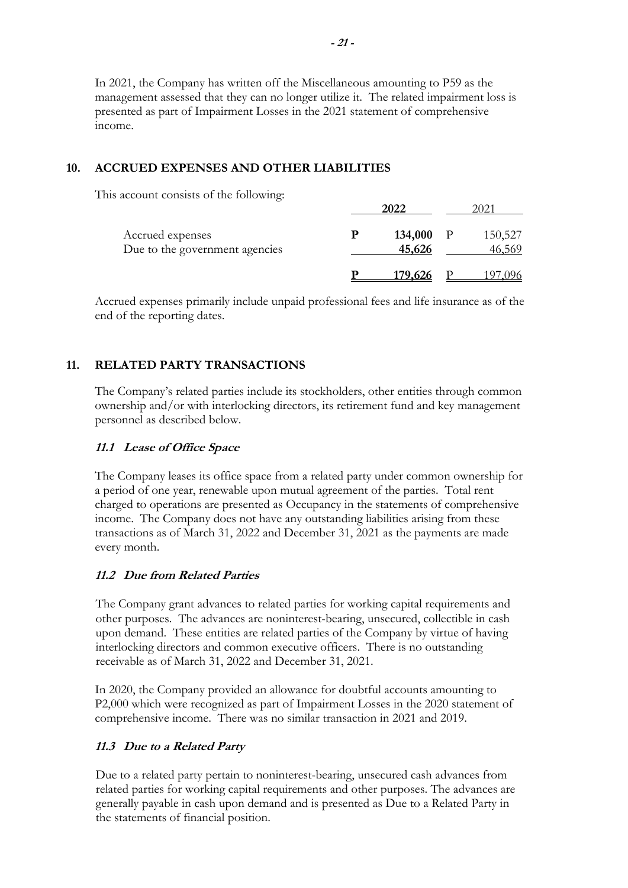In 2021, the Company has written off the Miscellaneous amounting to P59 as the management assessed that they can no longer utilize it. The related impairment loss is presented as part of Impairment Losses in the 2021 statement of comprehensive income.

## 10. ACCRUED EXPENSES AND OTHER LIABILITIES

This account consists of the following:

| | **2022** | 2021 |
|---|---|---|
| Accrued expenses | **P 134,000** | P 150,527 |
| Due to the government agencies | **45,626** | 46,569 |
| | **P 179,626** | P 197,096 |

Accrued expenses primarily include unpaid professional fees and life insurance as of the end of the reporting dates.

## 11. RELATED PARTY TRANSACTIONS

The Company's related parties include its stockholders, other entities through common ownership and/or with interlocking directors, its retirement fund and key management personnel as described below.

### *11.1 Lease of Office Space*

The Company leases its office space from a related party under common ownership for a period of one year, renewable upon mutual agreement of the parties. Total rent charged to operations are presented as Occupancy in the statements of comprehensive income. The Company does not have any outstanding liabilities arising from these transactions as of March 31, 2022 and December 31, 2021 as the payments are made every month.

### *11.2 Due from Related Parties*

The Company grant advances to related parties for working capital requirements and other purposes. The advances are noninterest-bearing, unsecured, collectible in cash upon demand. These entities are related parties of the Company by virtue of having interlocking directors and common executive officers. There is no outstanding receivable as of March 31, 2022 and December 31, 2021.

In 2020, the Company provided an allowance for doubtful accounts amounting to P2,000 which were recognized as part of Impairment Losses in the 2020 statement of comprehensive income. There was no similar transaction in 2021 and 2019.

### *11.3 Due to a Related Party*

Due to a related party pertain to noninterest-bearing, unsecured cash advances from related parties for working capital requirements and other purposes. The advances are generally payable in cash upon demand and is presented as Due to a Related Party in the statements of financial position.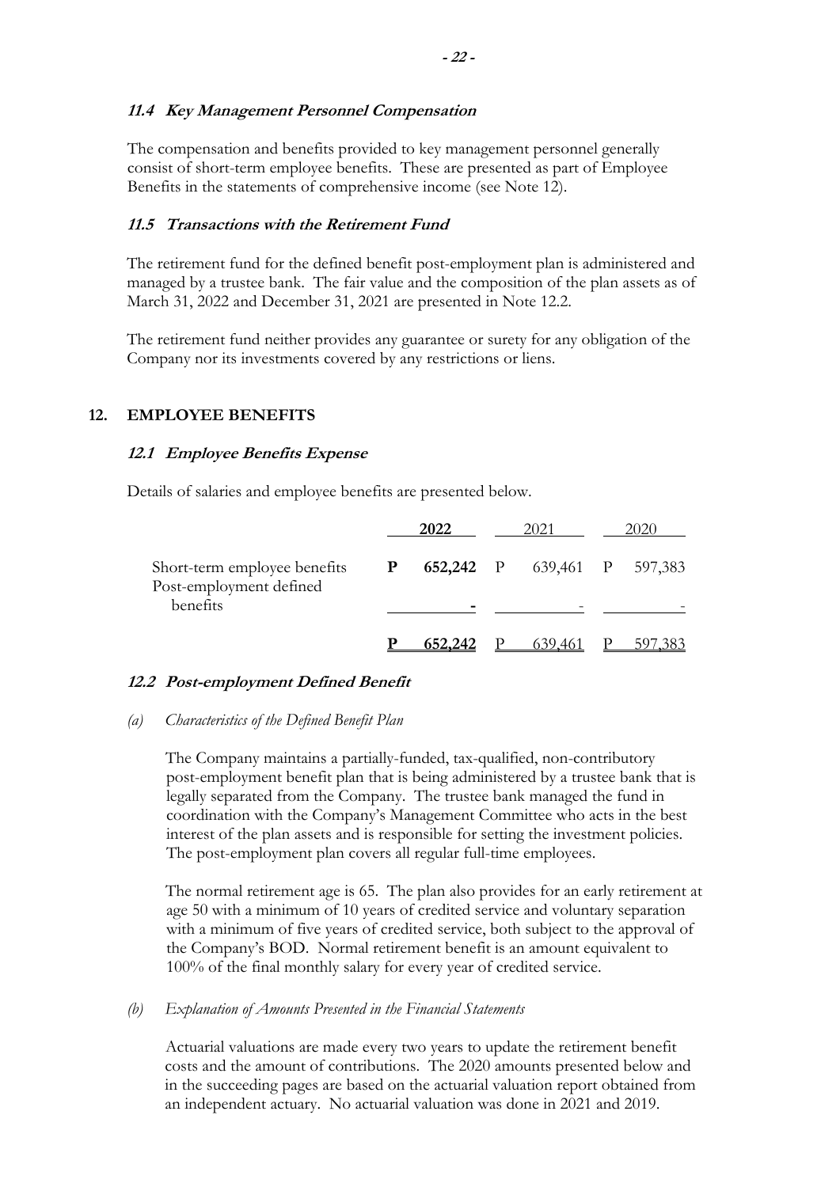### *11.4 Key Management Personnel Compensation*

The compensation and benefits provided to key management personnel generally consist of short-term employee benefits. These are presented as part of Employee Benefits in the statements of comprehensive income (see Note 12).

### *11.5 Transactions with the Retirement Fund*

The retirement fund for the defined benefit post-employment plan is administered and managed by a trustee bank. The fair value and the composition of the plan assets as of March 31, 2022 and December 31, 2021 are presented in Note 12.2.

The retirement fund neither provides any guarantee or surety for any obligation of the Company nor its investments covered by any restrictions or liens.

## 12. EMPLOYEE BENEFITS

### *12.1 Employee Benefits Expense*

Details of salaries and employee benefits are presented below.

| | **2022** | 2021 | 2020 |
|---|---|---|---|
| Short-term employee benefits | **P 652,242** | P 639,461 | P 597,383 |
| Post-employment defined benefits | **-** | - | - |
| | **P 652,242** | P 639,461 | P 597,383 |

### *12.2 Post-employment Defined Benefit*

*(a) Characteristics of the Defined Benefit Plan*

The Company maintains a partially-funded, tax-qualified, non-contributory post-employment benefit plan that is being administered by a trustee bank that is legally separated from the Company. The trustee bank managed the fund in coordination with the Company's Management Committee who acts in the best interest of the plan assets and is responsible for setting the investment policies. The post-employment plan covers all regular full-time employees.

The normal retirement age is 65. The plan also provides for an early retirement at age 50 with a minimum of 10 years of credited service and voluntary separation with a minimum of five years of credited service, both subject to the approval of the Company's BOD. Normal retirement benefit is an amount equivalent to 100% of the final monthly salary for every year of credited service.

*(b) Explanation of Amounts Presented in the Financial Statements*

Actuarial valuations are made every two years to update the retirement benefit costs and the amount of contributions. The 2020 amounts presented below and in the succeeding pages are based on the actuarial valuation report obtained from an independent actuary. No actuarial valuation was done in 2021 and 2019.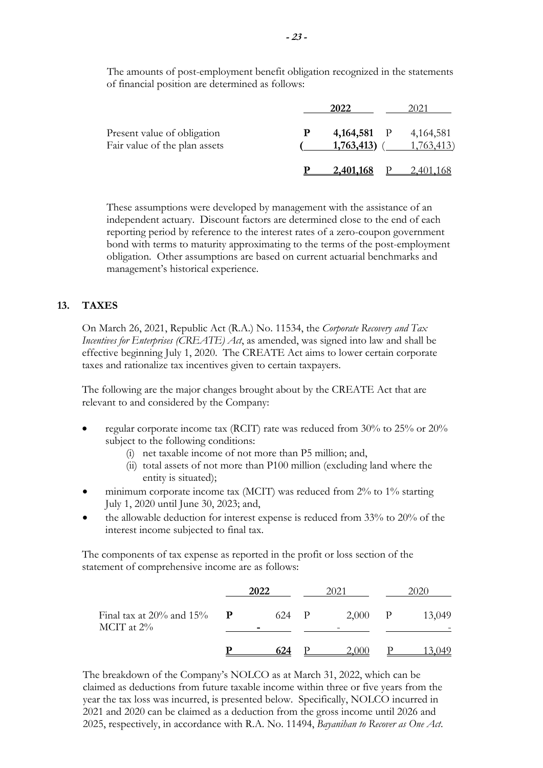The amounts of post-employment benefit obligation recognized in the statements of financial position are determined as follows:

| | 2022 | 2021 |
|---|---|---|
| Present value of obligation | **P 4,164,581** | P 4,164,581 |
| Fair value of the plan assets | **( 1,763,413)** | ( 1,763,413) |
| | **P 2,401,168** | P 2,401,168 |

These assumptions were developed by management with the assistance of an independent actuary. Discount factors are determined close to the end of each reporting period by reference to the interest rates of a zero-coupon government bond with terms to maturity approximating to the terms of the post-employment obligation. Other assumptions are based on current actuarial benchmarks and management's historical experience.

## 13. TAXES

On March 26, 2021, Republic Act (R.A.) No. 11534, the *Corporate Recovery and Tax Incentives for Enterprises (CREATE) Act*, as amended, was signed into law and shall be effective beginning July 1, 2020. The CREATE Act aims to lower certain corporate taxes and rationalize tax incentives given to certain taxpayers.

The following are the major changes brought about by the CREATE Act that are relevant to and considered by the Company:

- regular corporate income tax (RCIT) rate was reduced from 30% to 25% or 20% subject to the following conditions:
  - (i) net taxable income of not more than P5 million; and,
  - (ii) total assets of not more than P100 million (excluding land where the entity is situated);
- minimum corporate income tax (MCIT) was reduced from 2% to 1% starting July 1, 2020 until June 30, 2023; and,
- the allowable deduction for interest expense is reduced from 33% to 20% of the interest income subjected to final tax.

The components of tax expense as reported in the profit or loss section of the statement of comprehensive income are as follows:

| | 2022 | 2021 | 2020 |
|---|---|---|---|
| Final tax at 20% and 15% | **P 624** | P 2,000 | P 13,049 |
| MCIT at 2% | **-** | - | - |
| | **P 624** | P 2,000 | P 13,049 |

The breakdown of the Company's NOLCO as at March 31, 2022, which can be claimed as deductions from future taxable income within three or five years from the year the tax loss was incurred, is presented below. Specifically, NOLCO incurred in 2021 and 2020 can be claimed as a deduction from the gross income until 2026 and 2025, respectively, in accordance with R.A. No. 11494, *Bayanihan to Recover as One Act*.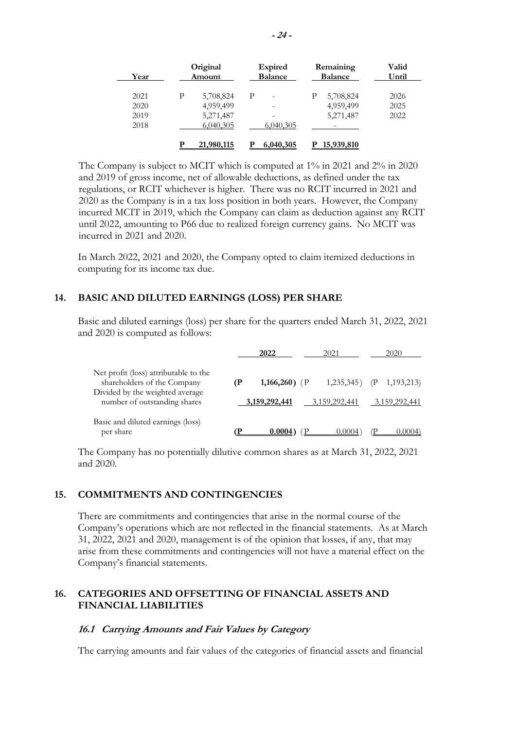| Year | Original Amount | Expired Balance | Remaining Balance | Valid Until |
|---|---|---|---|---|
| 2021 | P 5,708,824 | P - | P 5,708,824 | 2026 |
| 2020 | 4,959,499 | - | 4,959,499 | 2025 |
| 2019 | 5,271,487 | - | 5,271,487 | 2022 |
| 2018 | 6,040,305 | 6,040,305 | - | |
| | **P 21,980,115** | **P 6,040,305** | **P 15,939,810** | |

The Company is subject to MCIT which is computed at 1% in 2021 and 2% in 2020 and 2019 of gross income, net of allowable deductions, as defined under the tax regulations, or RCIT whichever is higher. There was no RCIT incurred in 2021 and 2020 as the Company is in a tax loss position in both years. However, the Company incurred MCIT in 2019, which the Company can claim as deduction against any RCIT until 2022, amounting to P66 due to realized foreign currency gains. No MCIT was incurred in 2021 and 2020.

In March 2022, 2021 and 2020, the Company opted to claim itemized deductions in computing for its income tax due.

## 14. BASIC AND DILUTED EARNINGS (LOSS) PER SHARE

Basic and diluted earnings (loss) per share for the quarters ended March 31, 2022, 2021 and 2020 is computed as follows:

| | **2022** | 2021 | 2020 |
|---|---|---|---|
| Net profit (loss) attributable to the shareholders of the Company | **(P 1,166,260)** | (P 1,235,345) | (P 1,193,213) |
| Divided by the weighted average number of outstanding shares | **3,159,292,441** | 3,159,292,441 | 3,159,292,441 |
| Basic and diluted earnings (loss) per share | **(P 0.0004)** | (P 0.0004) | (P 0.0004) |

The Company has no potentially dilutive common shares as at March 31, 2022, 2021 and 2020.

## 15. COMMITMENTS AND CONTINGENCIES

There are commitments and contingencies that arise in the normal course of the Company's operations which are not reflected in the financial statements. As at March 31, 2022, 2021 and 2020, management is of the opinion that losses, if any, that may arise from these commitments and contingencies will not have a material effect on the Company's financial statements.

## 16. CATEGORIES AND OFFSETTING OF FINANCIAL ASSETS AND FINANCIAL LIABILITIES

### *16.1 Carrying Amounts and Fair Values by Category*

The carrying amounts and fair values of the categories of financial assets and financial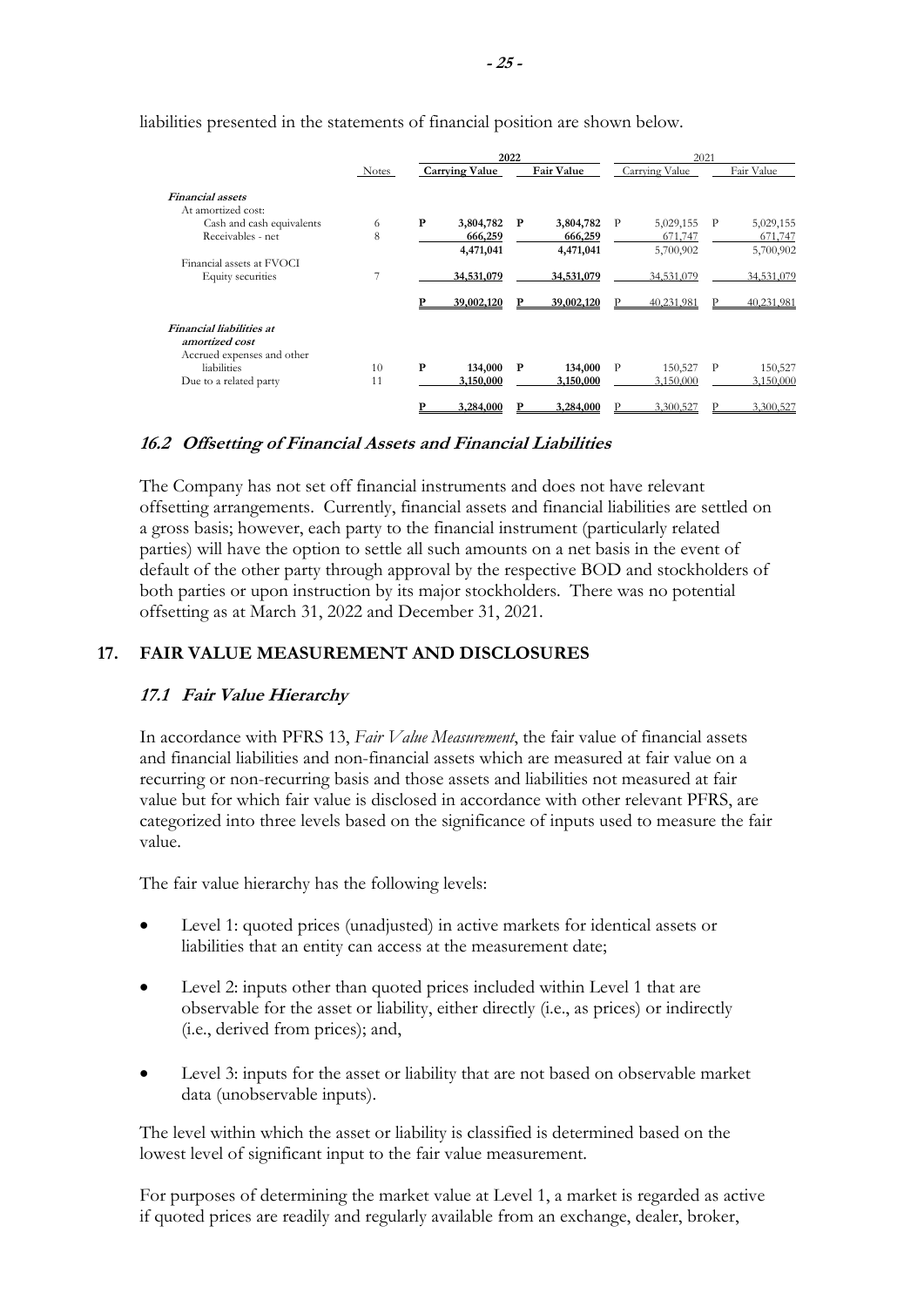liabilities presented in the statements of financial position are shown below.

| | Notes | 2022 | | 2021 | |
|---|---|---|---|---|---|
| | | **Carrying Value** | **Fair Value** | Carrying Value | Fair Value |
| ***Financial assets*** | | | | | |
| At amortized cost: | | | | | |
| Cash and cash equivalents | 6 | **P 3,804,782** | **P 3,804,782** | P 5,029,155 | P 5,029,155 |
| Receivables - net | 8 | **666,259** | **666,259** | 671,747 | 671,747 |
| | | **4,471,041** | **4,471,041** | 5,700,902 | 5,700,902 |
| Financial assets at FVOCI | | | | | |
| Equity securities | 7 | **34,531,079** | **34,531,079** | 34,531,079 | 34,531,079 |
| | | **P 39,002,120** | **P 39,002,120** | P 40,231,981 | P 40,231,981 |
| ***Financial liabilities at amortized cost*** | | | | | |
| Accrued expenses and other liabilities | 10 | **P 134,000** | **P 134,000** | P 150,527 | P 150,527 |
| Due to a related party | 11 | **3,150,000** | **3,150,000** | 3,150,000 | 3,150,000 |
| | | **P 3,284,000** | **P 3,284,000** | P 3,300,527 | P 3,300,527 |

### *16.2 Offsetting of Financial Assets and Financial Liabilities*

The Company has not set off financial instruments and does not have relevant offsetting arrangements. Currently, financial assets and financial liabilities are settled on a gross basis; however, each party to the financial instrument (particularly related parties) will have the option to settle all such amounts on a net basis in the event of default of the other party through approval by the respective BOD and stockholders of both parties or upon instruction by its major stockholders. There was no potential offsetting as at March 31, 2022 and December 31, 2021.

## 17. FAIR VALUE MEASUREMENT AND DISCLOSURES

### *17.1 Fair Value Hierarchy*

In accordance with PFRS 13, *Fair Value Measurement*, the fair value of financial assets and financial liabilities and non-financial assets which are measured at fair value on a recurring or non-recurring basis and those assets and liabilities not measured at fair value but for which fair value is disclosed in accordance with other relevant PFRS, are categorized into three levels based on the significance of inputs used to measure the fair value.

The fair value hierarchy has the following levels:

- Level 1: quoted prices (unadjusted) in active markets for identical assets or liabilities that an entity can access at the measurement date;
- Level 2: inputs other than quoted prices included within Level 1 that are observable for the asset or liability, either directly (i.e., as prices) or indirectly (i.e., derived from prices); and,
- Level 3: inputs for the asset or liability that are not based on observable market data (unobservable inputs).

The level within which the asset or liability is classified is determined based on the lowest level of significant input to the fair value measurement.

For purposes of determining the market value at Level 1, a market is regarded as active if quoted prices are readily and regularly available from an exchange, dealer, broker,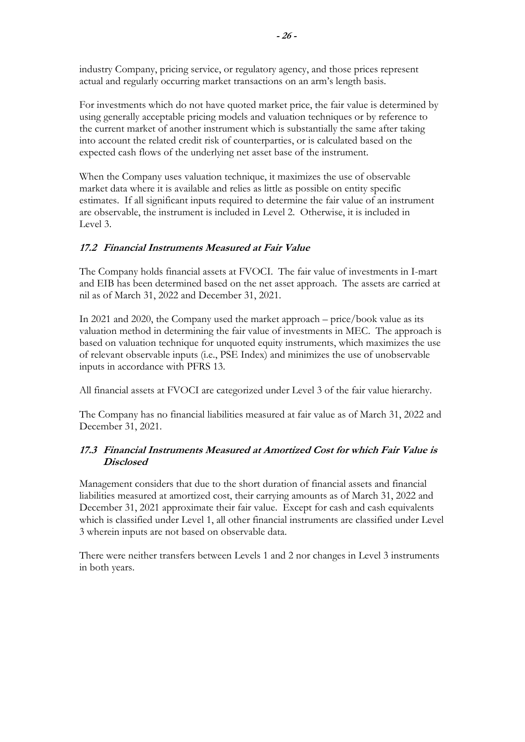industry Company, pricing service, or regulatory agency, and those prices represent actual and regularly occurring market transactions on an arm's length basis.

For investments which do not have quoted market price, the fair value is determined by using generally acceptable pricing models and valuation techniques or by reference to the current market of another instrument which is substantially the same after taking into account the related credit risk of counterparties, or is calculated based on the expected cash flows of the underlying net asset base of the instrument.

When the Company uses valuation technique, it maximizes the use of observable market data where it is available and relies as little as possible on entity specific estimates. If all significant inputs required to determine the fair value of an instrument are observable, the instrument is included in Level 2. Otherwise, it is included in Level 3.

### *17.2 Financial Instruments Measured at Fair Value*

The Company holds financial assets at FVOCI. The fair value of investments in I-mart and EIB has been determined based on the net asset approach. The assets are carried at nil as of March 31, 2022 and December 31, 2021.

In 2021 and 2020, the Company used the market approach – price/book value as its valuation method in determining the fair value of investments in MEC. The approach is based on valuation technique for unquoted equity instruments, which maximizes the use of relevant observable inputs (i.e., PSE Index) and minimizes the use of unobservable inputs in accordance with PFRS 13.

All financial assets at FVOCI are categorized under Level 3 of the fair value hierarchy.

The Company has no financial liabilities measured at fair value as of March 31, 2022 and December 31, 2021.

### *17.3 Financial Instruments Measured at Amortized Cost for which Fair Value is Disclosed*

Management considers that due to the short duration of financial assets and financial liabilities measured at amortized cost, their carrying amounts as of March 31, 2022 and December 31, 2021 approximate their fair value. Except for cash and cash equivalents which is classified under Level 1, all other financial instruments are classified under Level 3 wherein inputs are not based on observable data.

There were neither transfers between Levels 1 and 2 nor changes in Level 3 instruments in both years.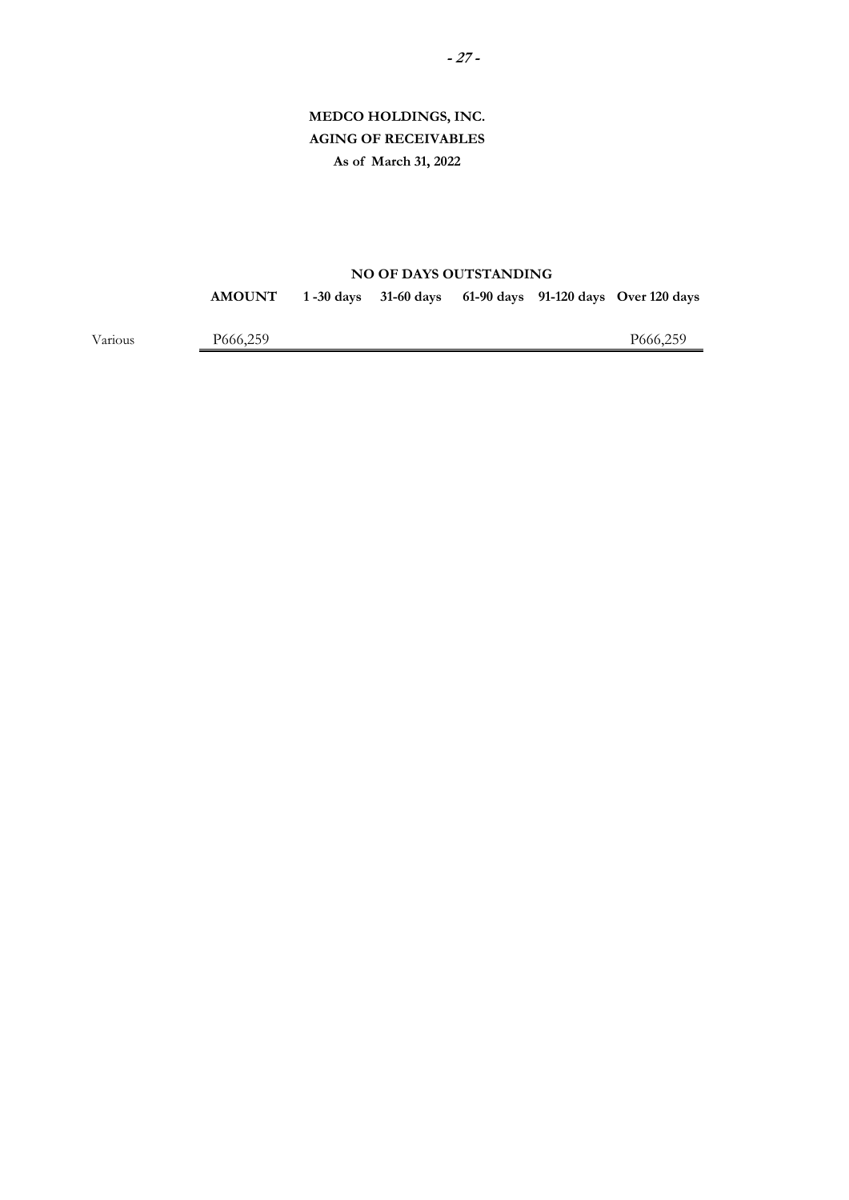# MEDCO HOLDINGS, INC.
## AGING OF RECEIVABLES
### As of March 31, 2022

| | | NO OF DAYS OUTSTANDING | | | | |
|---|---|---|---|---|---|---|
| | **AMOUNT** | **1 -30 days** | **31-60 days** | **61-90 days** | **91-120 days** | **Over 120 days** |
| Various | P666,259 | | | | | P666,259 |